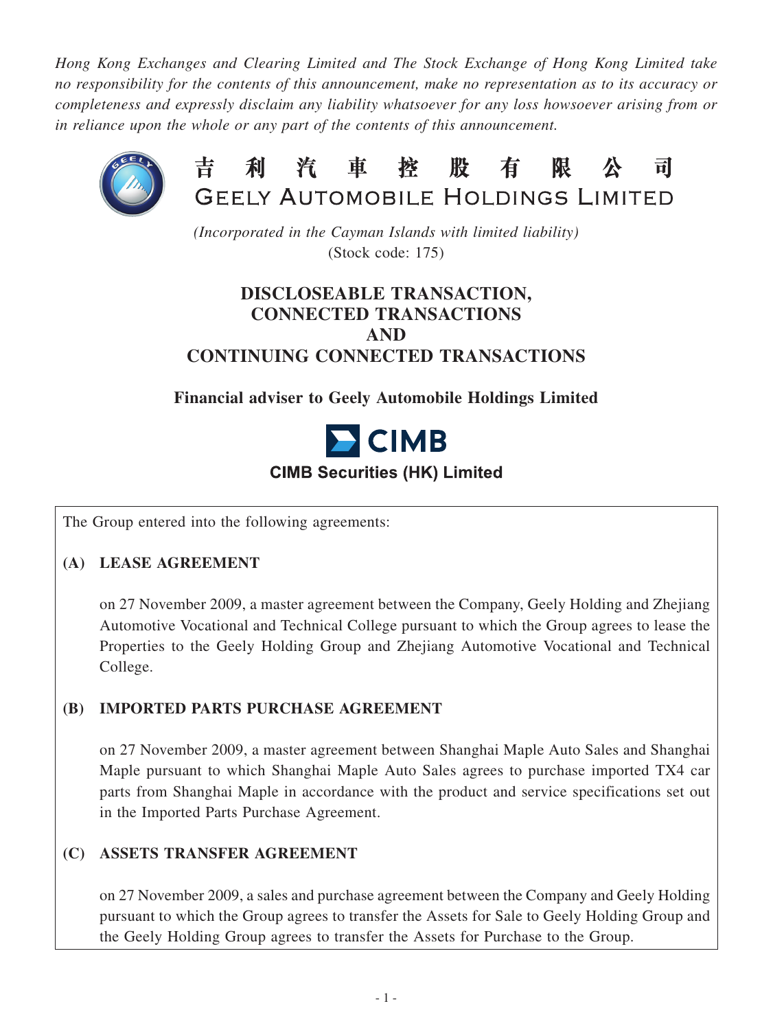*Hong Kong Exchanges and Clearing Limited and The Stock Exchange of Hong Kong Limited take no responsibility for the contents of this announcement, make no representation as to its accuracy or completeness and expressly disclaim any liability whatsoever for any loss howsoever arising from or in reliance upon the whole or any part of the contents of this announcement.*

# 吉利汽車控股有限公司
# GEELY AUTOMOBILE HOLDINGS LIMITED

*(Incorporated in the Cayman Islands with limited liability)*
(Stock code: 175)

## DISCLOSEABLE TRANSACTION, CONNECTED TRANSACTIONS AND CONTINUING CONNECTED TRANSACTIONS

**Financial adviser to Geely Automobile Holdings Limited**

**CIMB**

**CIMB Securities (HK) Limited**

The Group entered into the following agreements:

**(A) LEASE AGREEMENT**

on 27 November 2009, a master agreement between the Company, Geely Holding and Zhejiang Automotive Vocational and Technical College pursuant to which the Group agrees to lease the Properties to the Geely Holding Group and Zhejiang Automotive Vocational and Technical College.

**(B) IMPORTED PARTS PURCHASE AGREEMENT**

on 27 November 2009, a master agreement between Shanghai Maple Auto Sales and Shanghai Maple pursuant to which Shanghai Maple Auto Sales agrees to purchase imported TX4 car parts from Shanghai Maple in accordance with the product and service specifications set out in the Imported Parts Purchase Agreement.

**(C) ASSETS TRANSFER AGREEMENT**

on 27 November 2009, a sales and purchase agreement between the Company and Geely Holding pursuant to which the Group agrees to transfer the Assets for Sale to Geely Holding Group and the Geely Holding Group agrees to transfer the Assets for Purchase to the Group.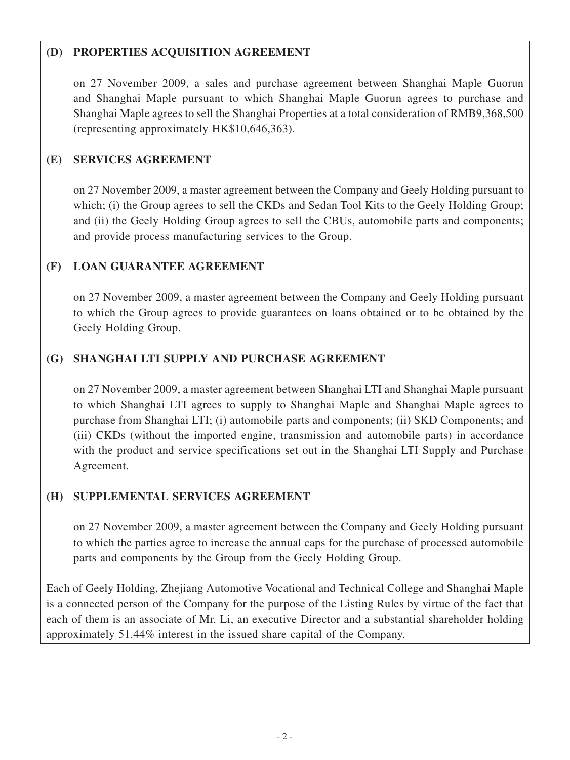### (D) PROPERTIES ACQUISITION AGREEMENT

on 27 November 2009, a sales and purchase agreement between Shanghai Maple Guorun and Shanghai Maple pursuant to which Shanghai Maple Guorun agrees to purchase and Shanghai Maple agrees to sell the Shanghai Properties at a total consideration of RMB9,368,500 (representing approximately HK$10,646,363).

### (E) SERVICES AGREEMENT

on 27 November 2009, a master agreement between the Company and Geely Holding pursuant to which; (i) the Group agrees to sell the CKDs and Sedan Tool Kits to the Geely Holding Group; and (ii) the Geely Holding Group agrees to sell the CBUs, automobile parts and components; and provide process manufacturing services to the Group.

### (F) LOAN GUARANTEE AGREEMENT

on 27 November 2009, a master agreement between the Company and Geely Holding pursuant to which the Group agrees to provide guarantees on loans obtained or to be obtained by the Geely Holding Group.

### (G) SHANGHAI LTI SUPPLY AND PURCHASE AGREEMENT

on 27 November 2009, a master agreement between Shanghai LTI and Shanghai Maple pursuant to which Shanghai LTI agrees to supply to Shanghai Maple and Shanghai Maple agrees to purchase from Shanghai LTI; (i) automobile parts and components; (ii) SKD Components; and (iii) CKDs (without the imported engine, transmission and automobile parts) in accordance with the product and service specifications set out in the Shanghai LTI Supply and Purchase Agreement.

### (H) SUPPLEMENTAL SERVICES AGREEMENT

on 27 November 2009, a master agreement between the Company and Geely Holding pursuant to which the parties agree to increase the annual caps for the purchase of processed automobile parts and components by the Group from the Geely Holding Group.

Each of Geely Holding, Zhejiang Automotive Vocational and Technical College and Shanghai Maple is a connected person of the Company for the purpose of the Listing Rules by virtue of the fact that each of them is an associate of Mr. Li, an executive Director and a substantial shareholder holding approximately 51.44% interest in the issued share capital of the Company.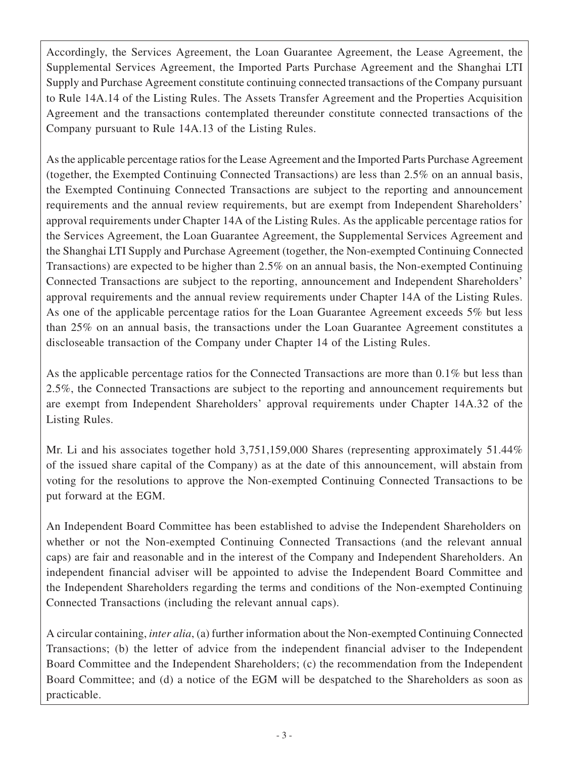Accordingly, the Services Agreement, the Loan Guarantee Agreement, the Lease Agreement, the Supplemental Services Agreement, the Imported Parts Purchase Agreement and the Shanghai LTI Supply and Purchase Agreement constitute continuing connected transactions of the Company pursuant to Rule 14A.14 of the Listing Rules. The Assets Transfer Agreement and the Properties Acquisition Agreement and the transactions contemplated thereunder constitute connected transactions of the Company pursuant to Rule 14A.13 of the Listing Rules.

As the applicable percentage ratios for the Lease Agreement and the Imported Parts Purchase Agreement (together, the Exempted Continuing Connected Transactions) are less than 2.5% on an annual basis, the Exempted Continuing Connected Transactions are subject to the reporting and announcement requirements and the annual review requirements, but are exempt from Independent Shareholders' approval requirements under Chapter 14A of the Listing Rules. As the applicable percentage ratios for the Services Agreement, the Loan Guarantee Agreement, the Supplemental Services Agreement and the Shanghai LTI Supply and Purchase Agreement (together, the Non-exempted Continuing Connected Transactions) are expected to be higher than 2.5% on an annual basis, the Non-exempted Continuing Connected Transactions are subject to the reporting, announcement and Independent Shareholders' approval requirements and the annual review requirements under Chapter 14A of the Listing Rules. As one of the applicable percentage ratios for the Loan Guarantee Agreement exceeds 5% but less than 25% on an annual basis, the transactions under the Loan Guarantee Agreement constitutes a discloseable transaction of the Company under Chapter 14 of the Listing Rules.

As the applicable percentage ratios for the Connected Transactions are more than 0.1% but less than 2.5%, the Connected Transactions are subject to the reporting and announcement requirements but are exempt from Independent Shareholders' approval requirements under Chapter 14A.32 of the Listing Rules.

Mr. Li and his associates together hold 3,751,159,000 Shares (representing approximately 51.44% of the issued share capital of the Company) as at the date of this announcement, will abstain from voting for the resolutions to approve the Non-exempted Continuing Connected Transactions to be put forward at the EGM.

An Independent Board Committee has been established to advise the Independent Shareholders on whether or not the Non-exempted Continuing Connected Transactions (and the relevant annual caps) are fair and reasonable and in the interest of the Company and Independent Shareholders. An independent financial adviser will be appointed to advise the Independent Board Committee and the Independent Shareholders regarding the terms and conditions of the Non-exempted Continuing Connected Transactions (including the relevant annual caps).

A circular containing, *inter alia*, (a) further information about the Non-exempted Continuing Connected Transactions; (b) the letter of advice from the independent financial adviser to the Independent Board Committee and the Independent Shareholders; (c) the recommendation from the Independent Board Committee; and (d) a notice of the EGM will be despatched to the Shareholders as soon as practicable.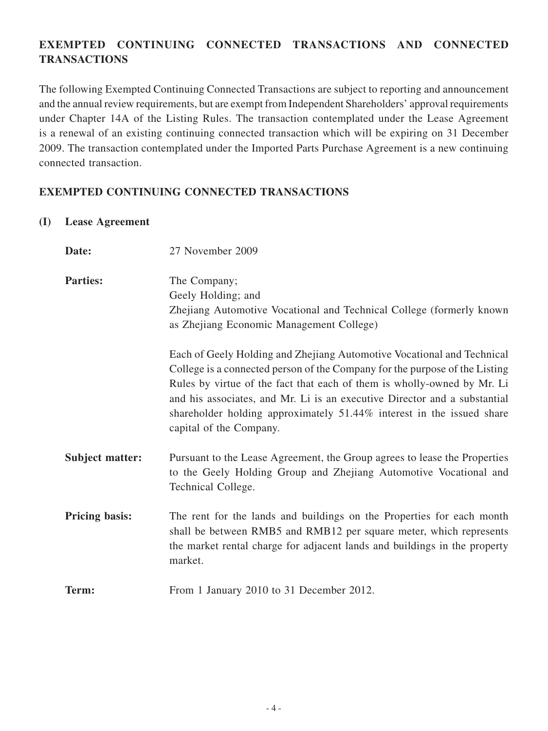## EXEMPTED CONTINUING CONNECTED TRANSACTIONS AND CONNECTED TRANSACTIONS

The following Exempted Continuing Connected Transactions are subject to reporting and announcement and the annual review requirements, but are exempt from Independent Shareholders' approval requirements under Chapter 14A of the Listing Rules. The transaction contemplated under the Lease Agreement is a renewal of an existing continuing connected transaction which will be expiring on 31 December 2009. The transaction contemplated under the Imported Parts Purchase Agreement is a new continuing connected transaction.

### EXEMPTED CONTINUING CONNECTED TRANSACTIONS

**(I) Lease Agreement**

**Date:** 27 November 2009

**Parties:** The Company;
Geely Holding; and
Zhejiang Automotive Vocational and Technical College (formerly known as Zhejiang Economic Management College)

Each of Geely Holding and Zhejiang Automotive Vocational and Technical College is a connected person of the Company for the purpose of the Listing Rules by virtue of the fact that each of them is wholly-owned by Mr. Li and his associates, and Mr. Li is an executive Director and a substantial shareholder holding approximately 51.44% interest in the issued share capital of the Company.

**Subject matter:** Pursuant to the Lease Agreement, the Group agrees to lease the Properties to the Geely Holding Group and Zhejiang Automotive Vocational and Technical College.

**Pricing basis:** The rent for the lands and buildings on the Properties for each month shall be between RMB5 and RMB12 per square meter, which represents the market rental charge for adjacent lands and buildings in the property market.

**Term:** From 1 January 2010 to 31 December 2012.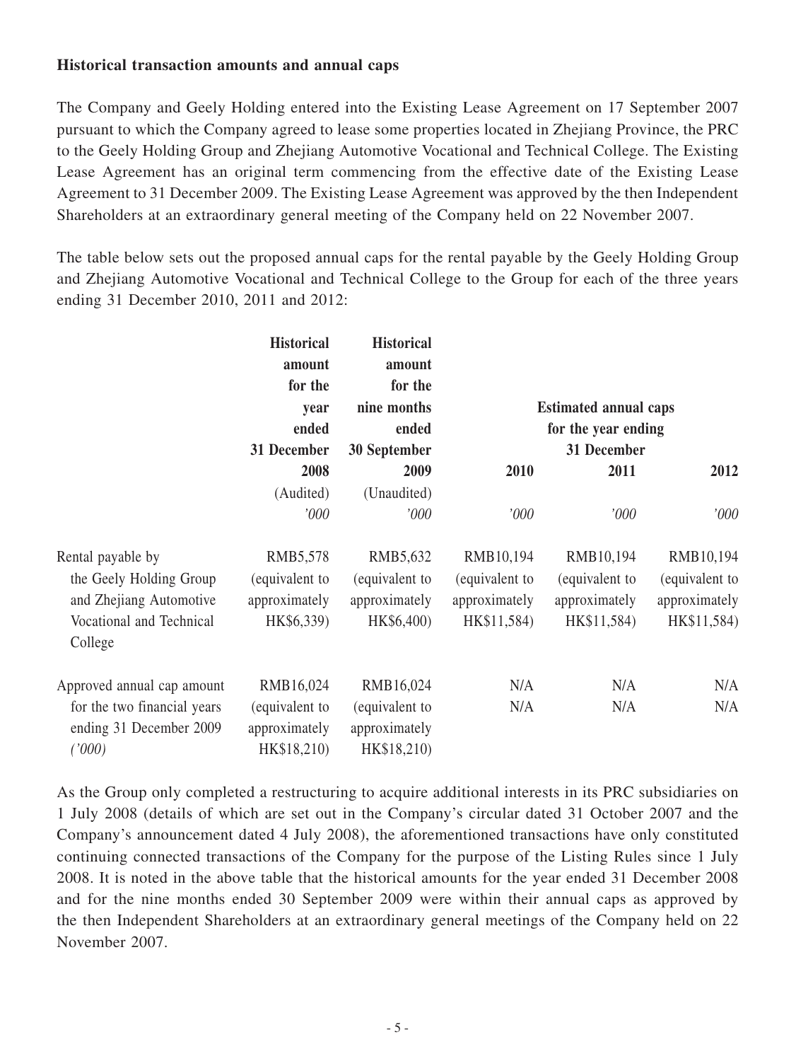**Historical transaction amounts and annual caps**

The Company and Geely Holding entered into the Existing Lease Agreement on 17 September 2007 pursuant to which the Company agreed to lease some properties located in Zhejiang Province, the PRC to the Geely Holding Group and Zhejiang Automotive Vocational and Technical College. The Existing Lease Agreement has an original term commencing from the effective date of the Existing Lease Agreement to 31 December 2009. The Existing Lease Agreement was approved by the then Independent Shareholders at an extraordinary general meeting of the Company held on 22 November 2007.

The table below sets out the proposed annual caps for the rental payable by the Geely Holding Group and Zhejiang Automotive Vocational and Technical College to the Group for each of the three years ending 31 December 2010, 2011 and 2012:

| | **Historical amount for the year ended 31 December 2008** | **Historical amount for the nine months ended 30 September 2009** | **Estimated annual caps for the year ending 31 December** | | |
|---|---|---|---|---|---|
| | | | **2010** | **2011** | **2012** |
| | (Audited) | (Unaudited) | | | |
| | *'000* | *'000* | *'000* | *'000* | *'000* |
| Rental payable by the Geely Holding Group and Zhejiang Automotive Vocational and Technical College | RMB5,578 (equivalent to approximately HK$6,339) | RMB5,632 (equivalent to approximately HK$6,400) | RMB10,194 (equivalent to approximately HK$11,584) | RMB10,194 (equivalent to approximately HK$11,584) | RMB10,194 (equivalent to approximately HK$11,584) |
| Approved annual cap amount for the two financial years ending 31 December 2009 *('000)* | RMB16,024 (equivalent to approximately HK$18,210) | RMB16,024 (equivalent to approximately HK$18,210) | N/A N/A | N/A N/A | N/A N/A |

As the Group only completed a restructuring to acquire additional interests in its PRC subsidiaries on 1 July 2008 (details of which are set out in the Company's circular dated 31 October 2007 and the Company's announcement dated 4 July 2008), the aforementioned transactions have only constituted continuing connected transactions of the Company for the purpose of the Listing Rules since 1 July 2008. It is noted in the above table that the historical amounts for the year ended 31 December 2008 and for the nine months ended 30 September 2009 were within their annual caps as approved by the then Independent Shareholders at an extraordinary general meetings of the Company held on 22 November 2007.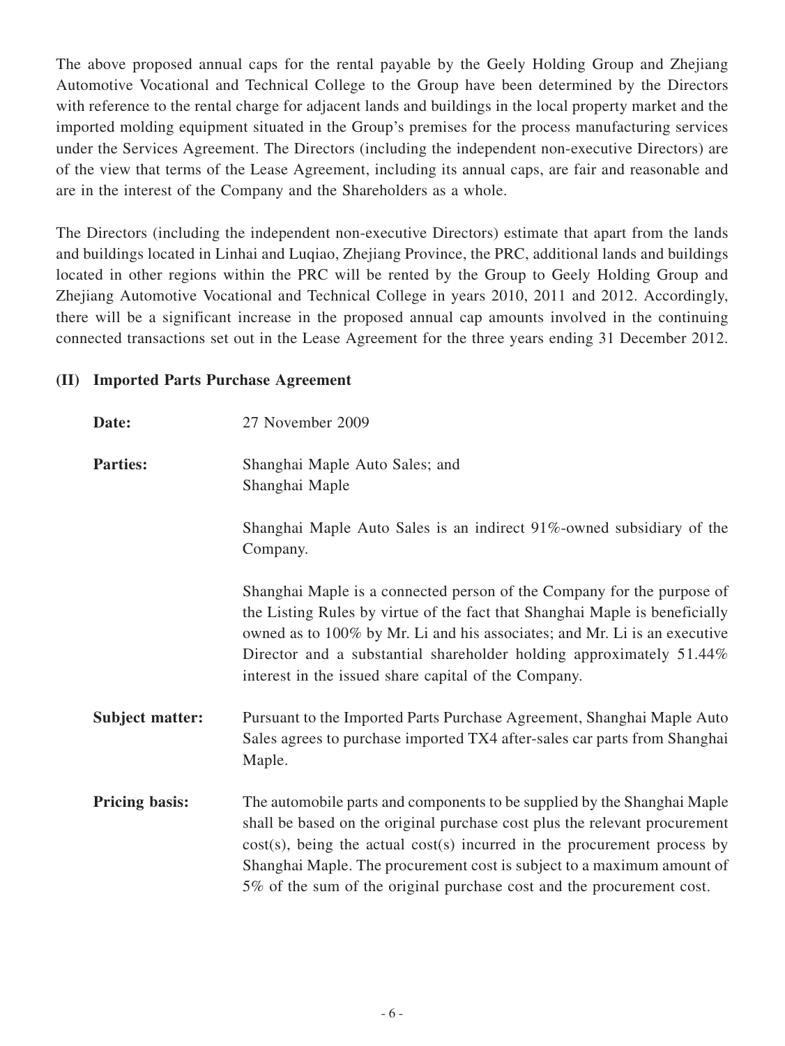The above proposed annual caps for the rental payable by the Geely Holding Group and Zhejiang Automotive Vocational and Technical College to the Group have been determined by the Directors with reference to the rental charge for adjacent lands and buildings in the local property market and the imported molding equipment situated in the Group's premises for the process manufacturing services under the Services Agreement. The Directors (including the independent non-executive Directors) are of the view that terms of the Lease Agreement, including its annual caps, are fair and reasonable and are in the interest of the Company and the Shareholders as a whole.

The Directors (including the independent non-executive Directors) estimate that apart from the lands and buildings located in Linhai and Luqiao, Zhejiang Province, the PRC, additional lands and buildings located in other regions within the PRC will be rented by the Group to Geely Holding Group and Zhejiang Automotive Vocational and Technical College in years 2010, 2011 and 2012. Accordingly, there will be a significant increase in the proposed annual cap amounts involved in the continuing connected transactions set out in the Lease Agreement for the three years ending 31 December 2012.

### (II) Imported Parts Purchase Agreement

**Date:** 27 November 2009

**Parties:** Shanghai Maple Auto Sales; and
Shanghai Maple

Shanghai Maple Auto Sales is an indirect 91%-owned subsidiary of the Company.

Shanghai Maple is a connected person of the Company for the purpose of the Listing Rules by virtue of the fact that Shanghai Maple is beneficially owned as to 100% by Mr. Li and his associates; and Mr. Li is an executive Director and a substantial shareholder holding approximately 51.44% interest in the issued share capital of the Company.

**Subject matter:** Pursuant to the Imported Parts Purchase Agreement, Shanghai Maple Auto Sales agrees to purchase imported TX4 after-sales car parts from Shanghai Maple.

**Pricing basis:** The automobile parts and components to be supplied by the Shanghai Maple shall be based on the original purchase cost plus the relevant procurement cost(s), being the actual cost(s) incurred in the procurement process by Shanghai Maple. The procurement cost is subject to a maximum amount of 5% of the sum of the original purchase cost and the procurement cost.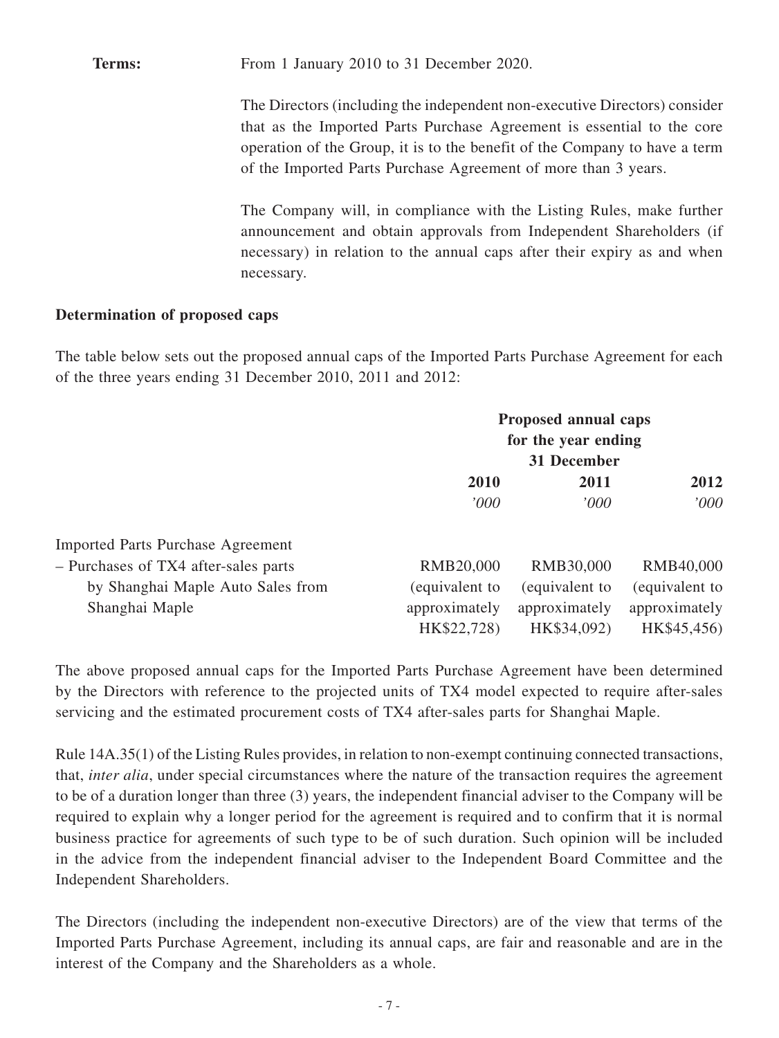**Terms:** From 1 January 2010 to 31 December 2020.

The Directors (including the independent non-executive Directors) consider that as the Imported Parts Purchase Agreement is essential to the core operation of the Group, it is to the benefit of the Company to have a term of the Imported Parts Purchase Agreement of more than 3 years.

The Company will, in compliance with the Listing Rules, make further announcement and obtain approvals from Independent Shareholders (if necessary) in relation to the annual caps after their expiry as and when necessary.

**Determination of proposed caps**

The table below sets out the proposed annual caps of the Imported Parts Purchase Agreement for each of the three years ending 31 December 2010, 2011 and 2012:

| | Proposed annual caps for the year ending 31 December | | |
|---|---|---|---|
| | **2010** | **2011** | **2012** |
| | *'000* | *'000* | *'000* |
| Imported Parts Purchase Agreement – Purchases of TX4 after-sales parts by Shanghai Maple Auto Sales from Shanghai Maple | RMB20,000 (equivalent to approximately HK$22,728) | RMB30,000 (equivalent to approximately HK$34,092) | RMB40,000 (equivalent to approximately HK$45,456) |

The above proposed annual caps for the Imported Parts Purchase Agreement have been determined by the Directors with reference to the projected units of TX4 model expected to require after-sales servicing and the estimated procurement costs of TX4 after-sales parts for Shanghai Maple.

Rule 14A.35(1) of the Listing Rules provides, in relation to non-exempt continuing connected transactions, that, *inter alia*, under special circumstances where the nature of the transaction requires the agreement to be of a duration longer than three (3) years, the independent financial adviser to the Company will be required to explain why a longer period for the agreement is required and to confirm that it is normal business practice for agreements of such type to be of such duration. Such opinion will be included in the advice from the independent financial adviser to the Independent Board Committee and the Independent Shareholders.

The Directors (including the independent non-executive Directors) are of the view that terms of the Imported Parts Purchase Agreement, including its annual caps, are fair and reasonable and are in the interest of the Company and the Shareholders as a whole.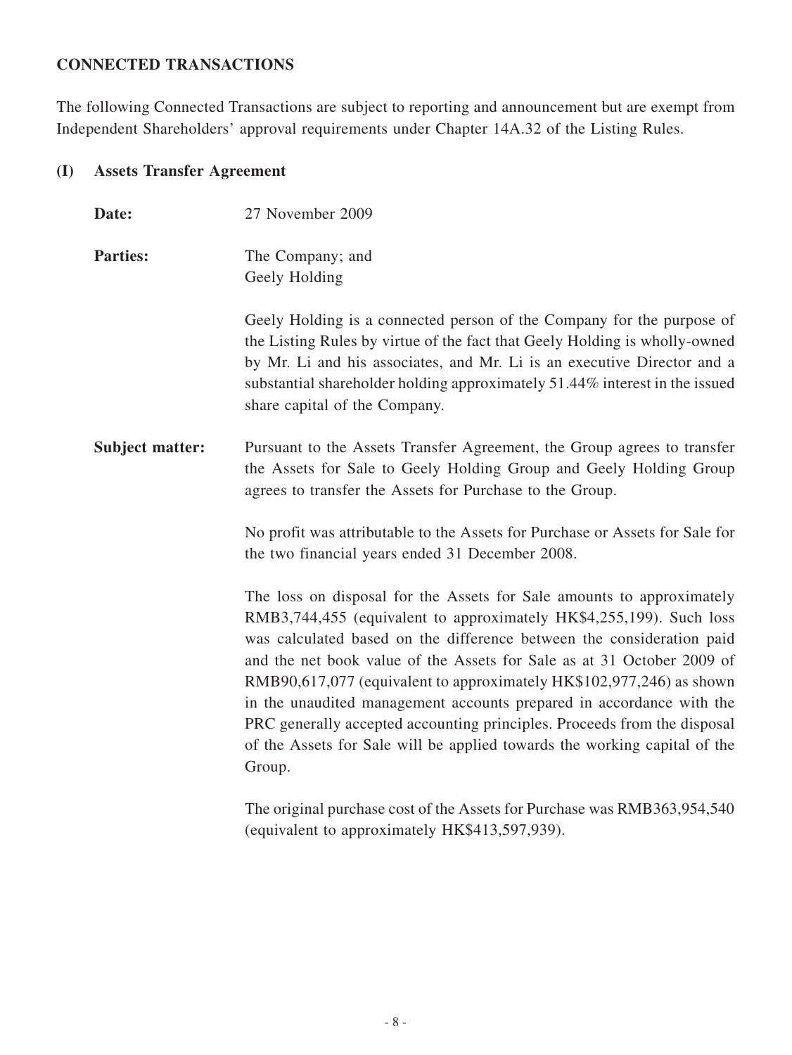## CONNECTED TRANSACTIONS

The following Connected Transactions are subject to reporting and announcement but are exempt from Independent Shareholders' approval requirements under Chapter 14A.32 of the Listing Rules.

### (I) Assets Transfer Agreement

**Date:** 27 November 2009

**Parties:** The Company; and
Geely Holding

Geely Holding is a connected person of the Company for the purpose of the Listing Rules by virtue of the fact that Geely Holding is wholly-owned by Mr. Li and his associates, and Mr. Li is an executive Director and a substantial shareholder holding approximately 51.44% interest in the issued share capital of the Company.

**Subject matter:** Pursuant to the Assets Transfer Agreement, the Group agrees to transfer the Assets for Sale to Geely Holding Group and Geely Holding Group agrees to transfer the Assets for Purchase to the Group.

No profit was attributable to the Assets for Purchase or Assets for Sale for the two financial years ended 31 December 2008.

The loss on disposal for the Assets for Sale amounts to approximately RMB3,744,455 (equivalent to approximately HK$4,255,199). Such loss was calculated based on the difference between the consideration paid and the net book value of the Assets for Sale as at 31 October 2009 of RMB90,617,077 (equivalent to approximately HK$102,977,246) as shown in the unaudited management accounts prepared in accordance with the PRC generally accepted accounting principles. Proceeds from the disposal of the Assets for Sale will be applied towards the working capital of the Group.

The original purchase cost of the Assets for Purchase was RMB363,954,540 (equivalent to approximately HK$413,597,939).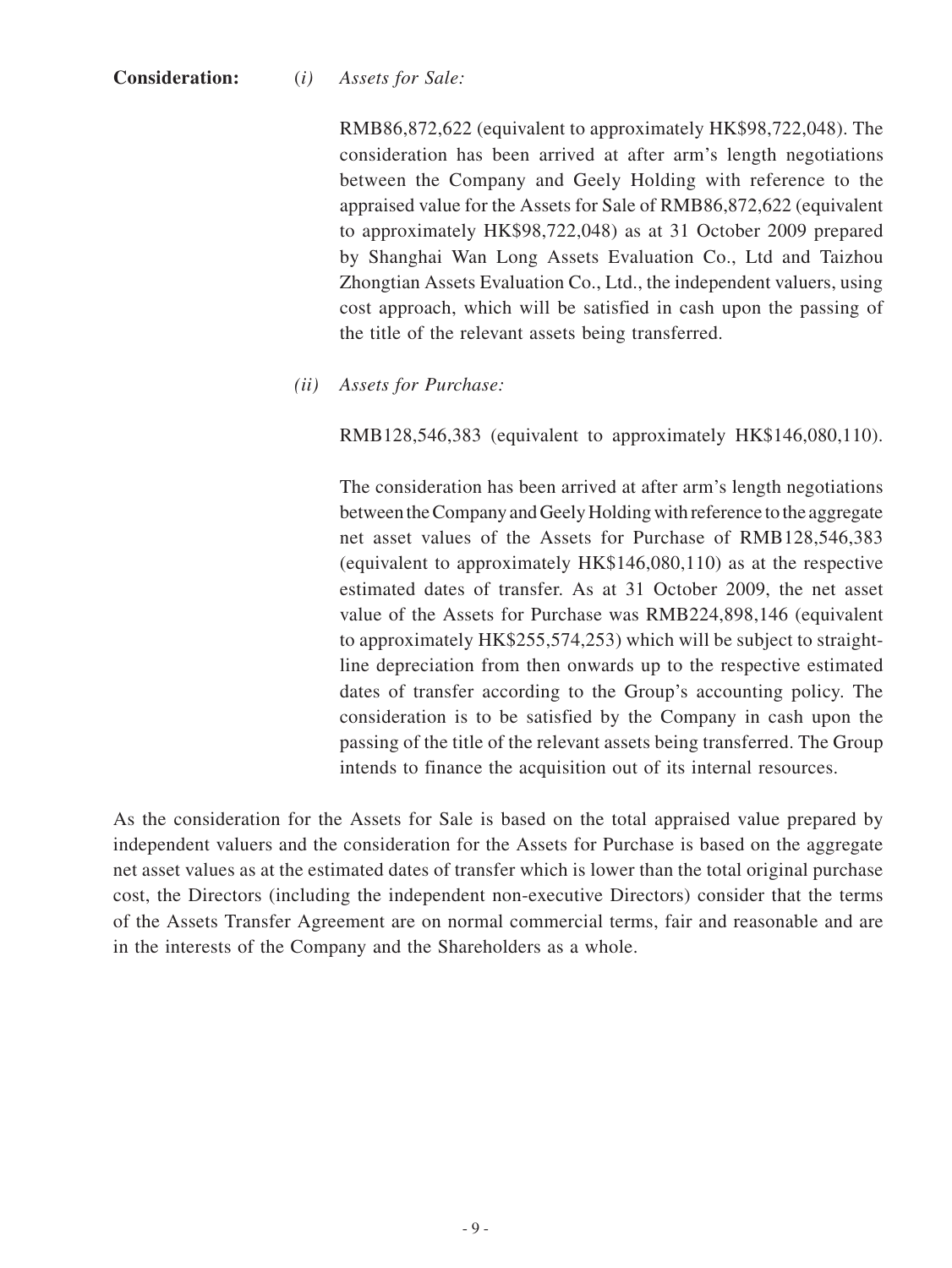**Consideration:** (*i*) *Assets for Sale:*

RMB86,872,622 (equivalent to approximately HK$98,722,048). The consideration has been arrived at after arm's length negotiations between the Company and Geely Holding with reference to the appraised value for the Assets for Sale of RMB86,872,622 (equivalent to approximately HK$98,722,048) as at 31 October 2009 prepared by Shanghai Wan Long Assets Evaluation Co., Ltd and Taizhou Zhongtian Assets Evaluation Co., Ltd., the independent valuers, using cost approach, which will be satisfied in cash upon the passing of the title of the relevant assets being transferred.

(*ii*) *Assets for Purchase:*

RMB128,546,383 (equivalent to approximately HK$146,080,110).

The consideration has been arrived at after arm's length negotiations between the Company and Geely Holding with reference to the aggregate net asset values of the Assets for Purchase of RMB128,546,383 (equivalent to approximately HK$146,080,110) as at the respective estimated dates of transfer. As at 31 October 2009, the net asset value of the Assets for Purchase was RMB224,898,146 (equivalent to approximately HK$255,574,253) which will be subject to straight-line depreciation from then onwards up to the respective estimated dates of transfer according to the Group's accounting policy. The consideration is to be satisfied by the Company in cash upon the passing of the title of the relevant assets being transferred. The Group intends to finance the acquisition out of its internal resources.

As the consideration for the Assets for Sale is based on the total appraised value prepared by independent valuers and the consideration for the Assets for Purchase is based on the aggregate net asset values as at the estimated dates of transfer which is lower than the total original purchase cost, the Directors (including the independent non-executive Directors) consider that the terms of the Assets Transfer Agreement are on normal commercial terms, fair and reasonable and are in the interests of the Company and the Shareholders as a whole.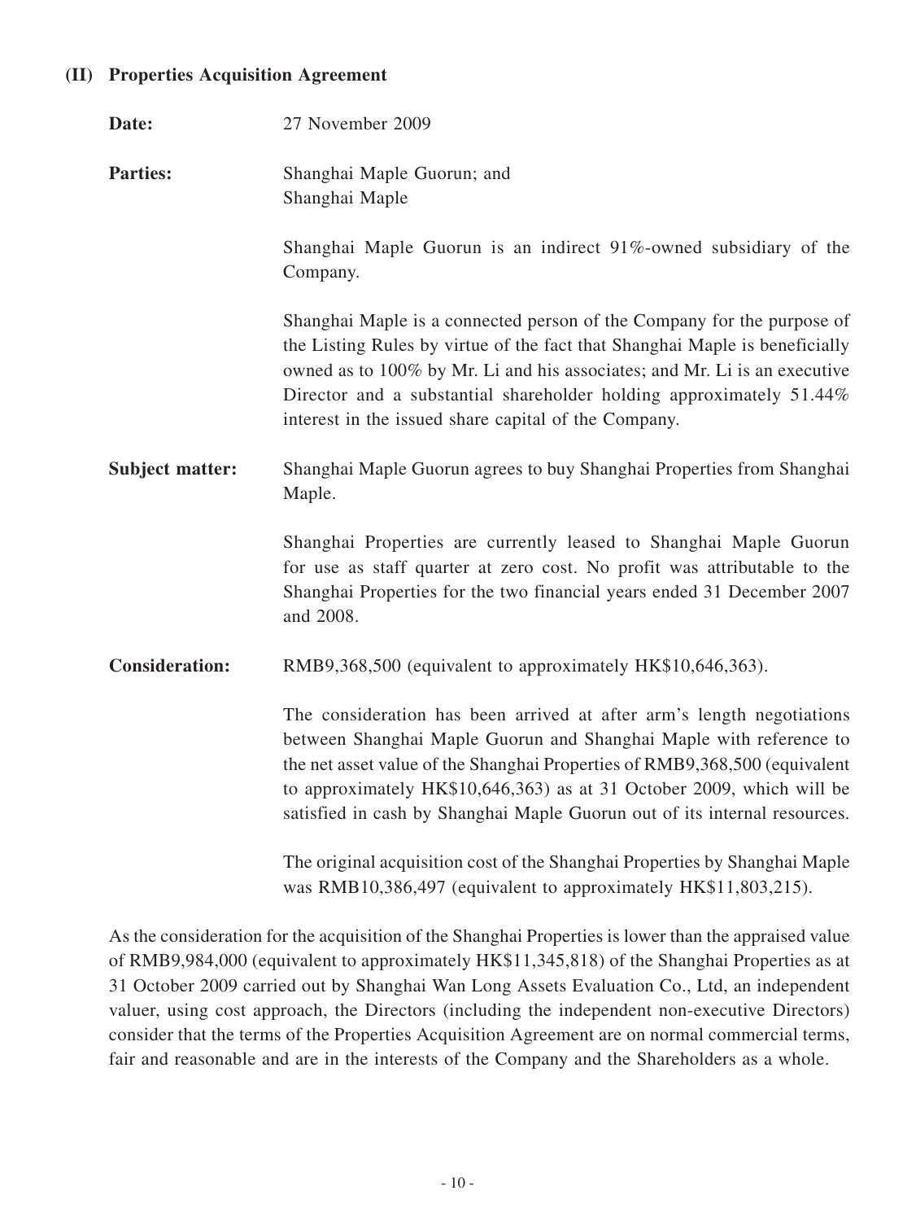### (II) Properties Acquisition Agreement

**Date:** 27 November 2009

**Parties:** Shanghai Maple Guorun; and
Shanghai Maple

Shanghai Maple Guorun is an indirect 91%-owned subsidiary of the Company.

Shanghai Maple is a connected person of the Company for the purpose of the Listing Rules by virtue of the fact that Shanghai Maple is beneficially owned as to 100% by Mr. Li and his associates; and Mr. Li is an executive Director and a substantial shareholder holding approximately 51.44% interest in the issued share capital of the Company.

**Subject matter:** Shanghai Maple Guorun agrees to buy Shanghai Properties from Shanghai Maple.

Shanghai Properties are currently leased to Shanghai Maple Guorun for use as staff quarter at zero cost. No profit was attributable to the Shanghai Properties for the two financial years ended 31 December 2007 and 2008.

**Consideration:** RMB9,368,500 (equivalent to approximately HK$10,646,363).

The consideration has been arrived at after arm's length negotiations between Shanghai Maple Guorun and Shanghai Maple with reference to the net asset value of the Shanghai Properties of RMB9,368,500 (equivalent to approximately HK$10,646,363) as at 31 October 2009, which will be satisfied in cash by Shanghai Maple Guorun out of its internal resources.

The original acquisition cost of the Shanghai Properties by Shanghai Maple was RMB10,386,497 (equivalent to approximately HK$11,803,215).

As the consideration for the acquisition of the Shanghai Properties is lower than the appraised value of RMB9,984,000 (equivalent to approximately HK$11,345,818) of the Shanghai Properties as at 31 October 2009 carried out by Shanghai Wan Long Assets Evaluation Co., Ltd, an independent valuer, using cost approach, the Directors (including the independent non-executive Directors) consider that the terms of the Properties Acquisition Agreement are on normal commercial terms, fair and reasonable and are in the interests of the Company and the Shareholders as a whole.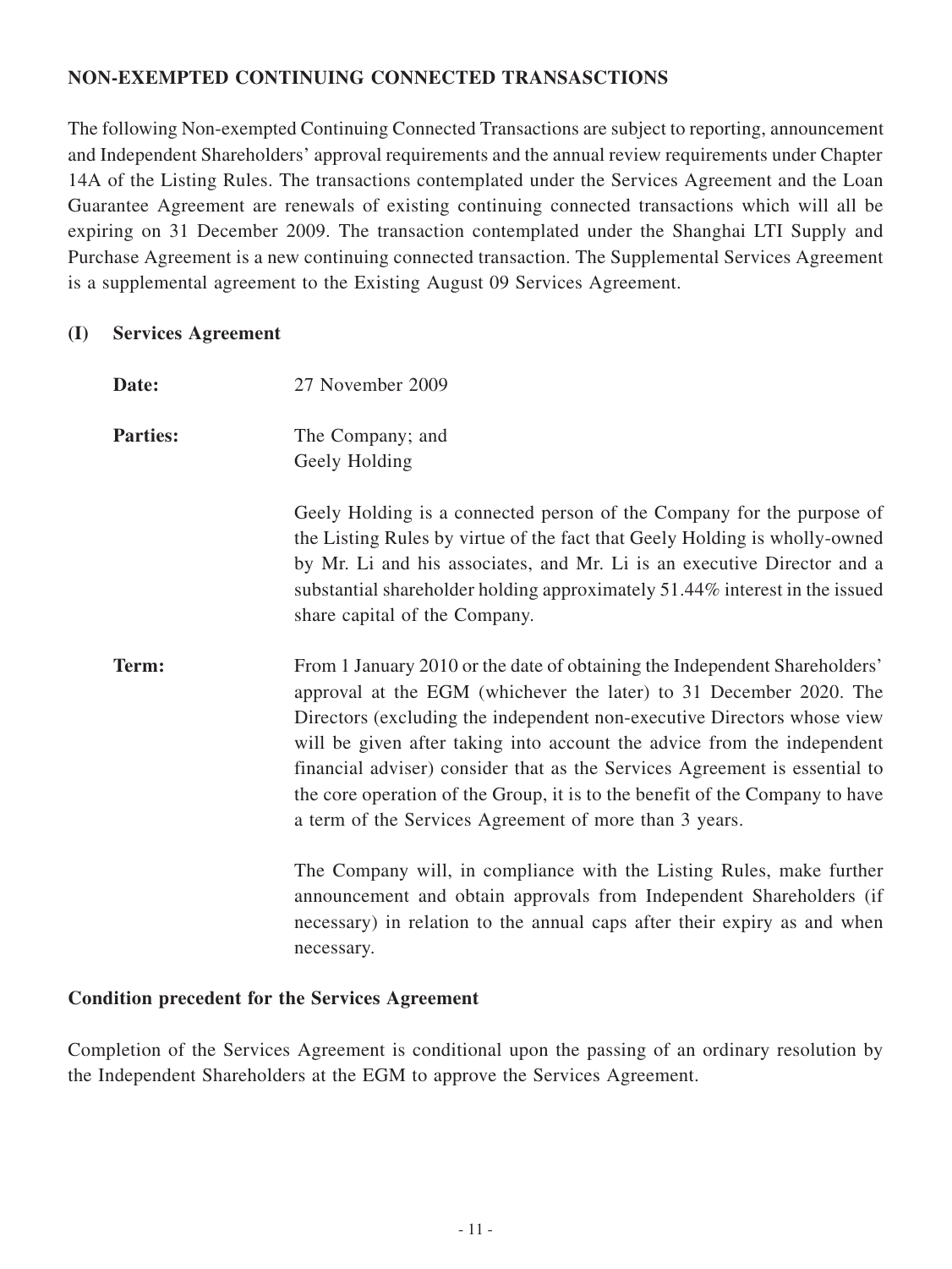## NON-EXEMPTED CONTINUING CONNECTED TRANSASCTIONS

The following Non-exempted Continuing Connected Transactions are subject to reporting, announcement and Independent Shareholders' approval requirements and the annual review requirements under Chapter 14A of the Listing Rules. The transactions contemplated under the Services Agreement and the Loan Guarantee Agreement are renewals of existing continuing connected transactions which will all be expiring on 31 December 2009. The transaction contemplated under the Shanghai LTI Supply and Purchase Agreement is a new continuing connected transaction. The Supplemental Services Agreement is a supplemental agreement to the Existing August 09 Services Agreement.

### (I) Services Agreement

**Date:** 27 November 2009

**Parties:** The Company; and
Geely Holding

Geely Holding is a connected person of the Company for the purpose of the Listing Rules by virtue of the fact that Geely Holding is wholly-owned by Mr. Li and his associates, and Mr. Li is an executive Director and a substantial shareholder holding approximately 51.44% interest in the issued share capital of the Company.

**Term:** From 1 January 2010 or the date of obtaining the Independent Shareholders' approval at the EGM (whichever the later) to 31 December 2020. The Directors (excluding the independent non-executive Directors whose view will be given after taking into account the advice from the independent financial adviser) consider that as the Services Agreement is essential to the core operation of the Group, it is to the benefit of the Company to have a term of the Services Agreement of more than 3 years.

The Company will, in compliance with the Listing Rules, make further announcement and obtain approvals from Independent Shareholders (if necessary) in relation to the annual caps after their expiry as and when necessary.

**Condition precedent for the Services Agreement**

Completion of the Services Agreement is conditional upon the passing of an ordinary resolution by the Independent Shareholders at the EGM to approve the Services Agreement.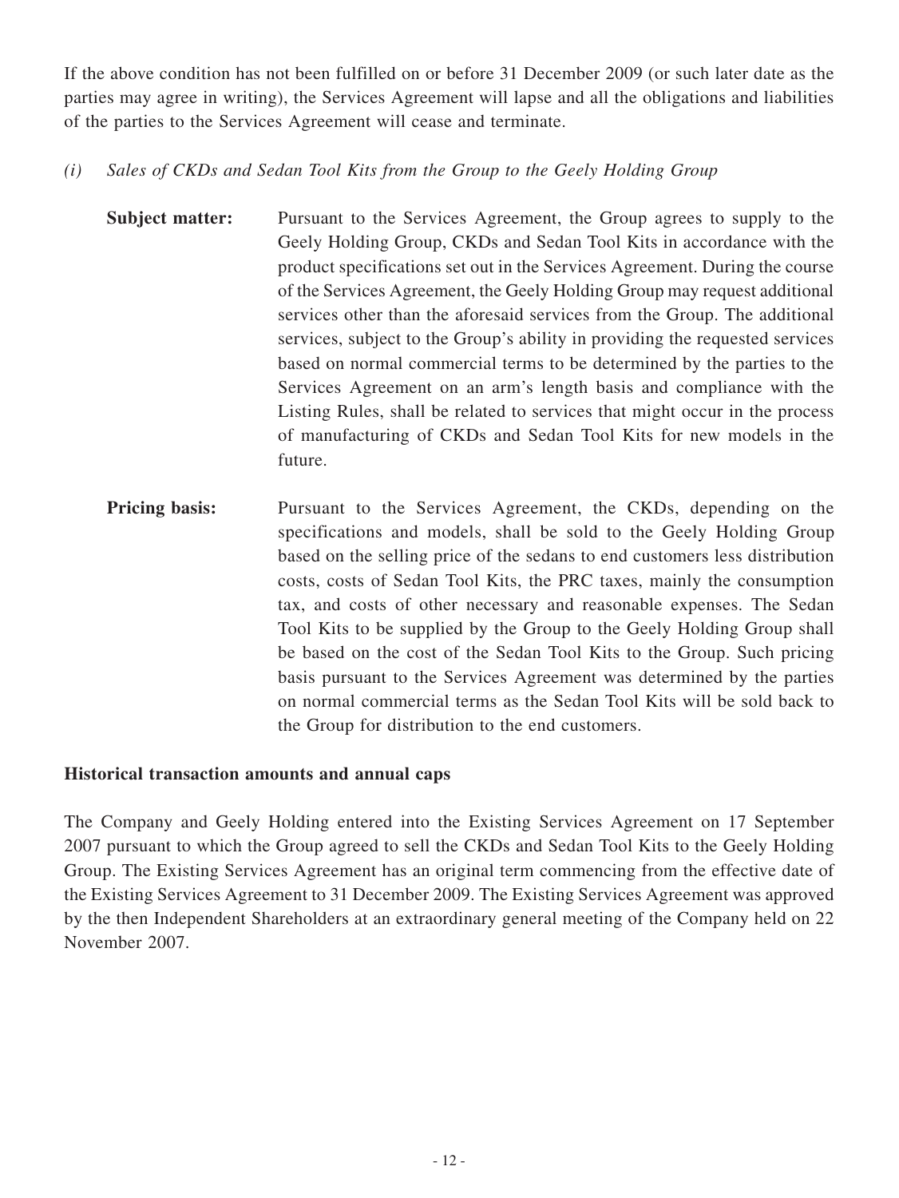If the above condition has not been fulfilled on or before 31 December 2009 (or such later date as the parties may agree in writing), the Services Agreement will lapse and all the obligations and liabilities of the parties to the Services Agreement will cease and terminate.

*(i) Sales of CKDs and Sedan Tool Kits from the Group to the Geely Holding Group*

**Subject matter:** Pursuant to the Services Agreement, the Group agrees to supply to the Geely Holding Group, CKDs and Sedan Tool Kits in accordance with the product specifications set out in the Services Agreement. During the course of the Services Agreement, the Geely Holding Group may request additional services other than the aforesaid services from the Group. The additional services, subject to the Group's ability in providing the requested services based on normal commercial terms to be determined by the parties to the Services Agreement on an arm's length basis and compliance with the Listing Rules, shall be related to services that might occur in the process of manufacturing of CKDs and Sedan Tool Kits for new models in the future.

**Pricing basis:** Pursuant to the Services Agreement, the CKDs, depending on the specifications and models, shall be sold to the Geely Holding Group based on the selling price of the sedans to end customers less distribution costs, costs of Sedan Tool Kits, the PRC taxes, mainly the consumption tax, and costs of other necessary and reasonable expenses. The Sedan Tool Kits to be supplied by the Group to the Geely Holding Group shall be based on the cost of the Sedan Tool Kits to the Group. Such pricing basis pursuant to the Services Agreement was determined by the parties on normal commercial terms as the Sedan Tool Kits will be sold back to the Group for distribution to the end customers.

**Historical transaction amounts and annual caps**

The Company and Geely Holding entered into the Existing Services Agreement on 17 September 2007 pursuant to which the Group agreed to sell the CKDs and Sedan Tool Kits to the Geely Holding Group. The Existing Services Agreement has an original term commencing from the effective date of the Existing Services Agreement to 31 December 2009. The Existing Services Agreement was approved by the then Independent Shareholders at an extraordinary general meeting of the Company held on 22 November 2007.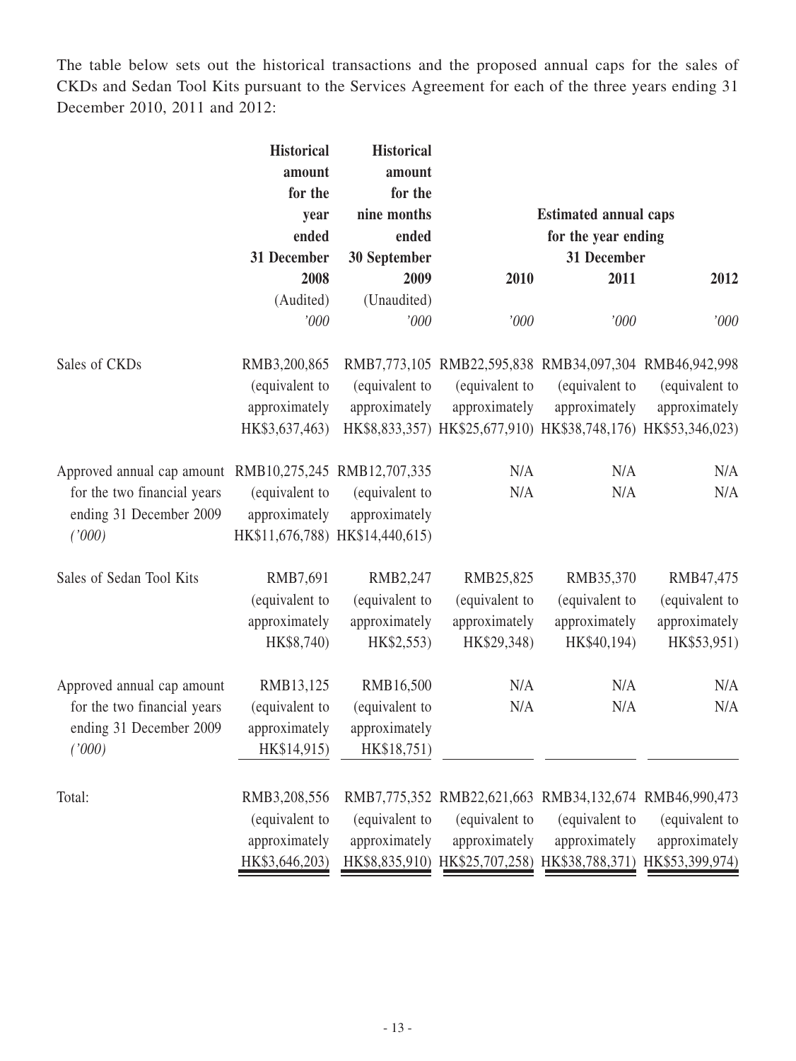The table below sets out the historical transactions and the proposed annual caps for the sales of CKDs and Sedan Tool Kits pursuant to the Services Agreement for each of the three years ending 31 December 2010, 2011 and 2012:

| | Historical amount for the year ended 31 December 2008 | Historical amount for the nine months ended 30 September 2009 | Estimated annual caps for the year ending 31 December | | |
|---|---|---|---|---|---|
| | | | 2010 | 2011 | 2012 |
| | (Audited) | (Unaudited) | | | |
| | *'000* | *'000* | *'000* | *'000* | *'000* |
| Sales of CKDs | RMB3,200,865 (equivalent to approximately HK$3,637,463) | RMB7,773,105 (equivalent to approximately HK$8,833,357) | RMB22,595,838 (equivalent to approximately HK$25,677,910) | RMB34,097,304 (equivalent to approximately HK$38,748,176) | RMB46,942,998 (equivalent to approximately HK$53,346,023) |
| Approved annual cap amount for the two financial years ending 31 December 2009 *('000)* | RMB10,275,245 (equivalent to approximately HK$11,676,788) | RMB12,707,335 (equivalent to approximately HK$14,440,615) | N/A N/A | N/A N/A | N/A N/A |
| Sales of Sedan Tool Kits | RMB7,691 (equivalent to approximately HK$8,740) | RMB2,247 (equivalent to approximately HK$2,553) | RMB25,825 (equivalent to approximately HK$29,348) | RMB35,370 (equivalent to approximately HK$40,194) | RMB47,475 (equivalent to approximately HK$53,951) |
| Approved annual cap amount for the two financial years ending 31 December 2009 *('000)* | RMB13,125 (equivalent to approximately HK$14,915) | RMB16,500 (equivalent to approximately HK$18,751) | N/A N/A | N/A N/A | N/A N/A |
| Total: | RMB3,208,556 (equivalent to approximately HK$3,646,203) | RMB7,775,352 (equivalent to approximately HK$8,835,910) | RMB22,621,663 (equivalent to approximately HK$25,707,258) | RMB34,132,674 (equivalent to approximately HK$38,788,371) | RMB46,990,473 (equivalent to approximately HK$53,399,974) |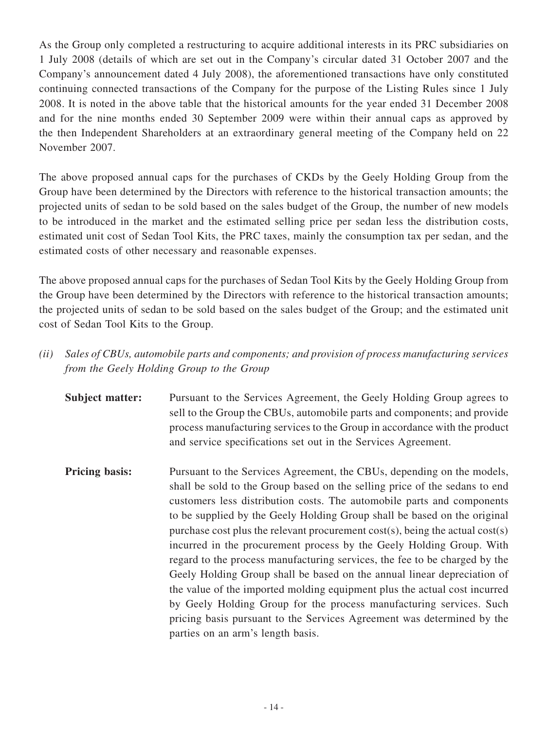As the Group only completed a restructuring to acquire additional interests in its PRC subsidiaries on 1 July 2008 (details of which are set out in the Company's circular dated 31 October 2007 and the Company's announcement dated 4 July 2008), the aforementioned transactions have only constituted continuing connected transactions of the Company for the purpose of the Listing Rules since 1 July 2008. It is noted in the above table that the historical amounts for the year ended 31 December 2008 and for the nine months ended 30 September 2009 were within their annual caps as approved by the then Independent Shareholders at an extraordinary general meeting of the Company held on 22 November 2007.

The above proposed annual caps for the purchases of CKDs by the Geely Holding Group from the Group have been determined by the Directors with reference to the historical transaction amounts; the projected units of sedan to be sold based on the sales budget of the Group, the number of new models to be introduced in the market and the estimated selling price per sedan less the distribution costs, estimated unit cost of Sedan Tool Kits, the PRC taxes, mainly the consumption tax per sedan, and the estimated costs of other necessary and reasonable expenses.

The above proposed annual caps for the purchases of Sedan Tool Kits by the Geely Holding Group from the Group have been determined by the Directors with reference to the historical transaction amounts; the projected units of sedan to be sold based on the sales budget of the Group; and the estimated unit cost of Sedan Tool Kits to the Group.

*(ii) Sales of CBUs, automobile parts and components; and provision of process manufacturing services from the Geely Holding Group to the Group*

**Subject matter:** Pursuant to the Services Agreement, the Geely Holding Group agrees to sell to the Group the CBUs, automobile parts and components; and provide process manufacturing services to the Group in accordance with the product and service specifications set out in the Services Agreement.

**Pricing basis:** Pursuant to the Services Agreement, the CBUs, depending on the models, shall be sold to the Group based on the selling price of the sedans to end customers less distribution costs. The automobile parts and components to be supplied by the Geely Holding Group shall be based on the original purchase cost plus the relevant procurement cost(s), being the actual cost(s) incurred in the procurement process by the Geely Holding Group. With regard to the process manufacturing services, the fee to be charged by the Geely Holding Group shall be based on the annual linear depreciation of the value of the imported molding equipment plus the actual cost incurred by Geely Holding Group for the process manufacturing services. Such pricing basis pursuant to the Services Agreement was determined by the parties on an arm's length basis.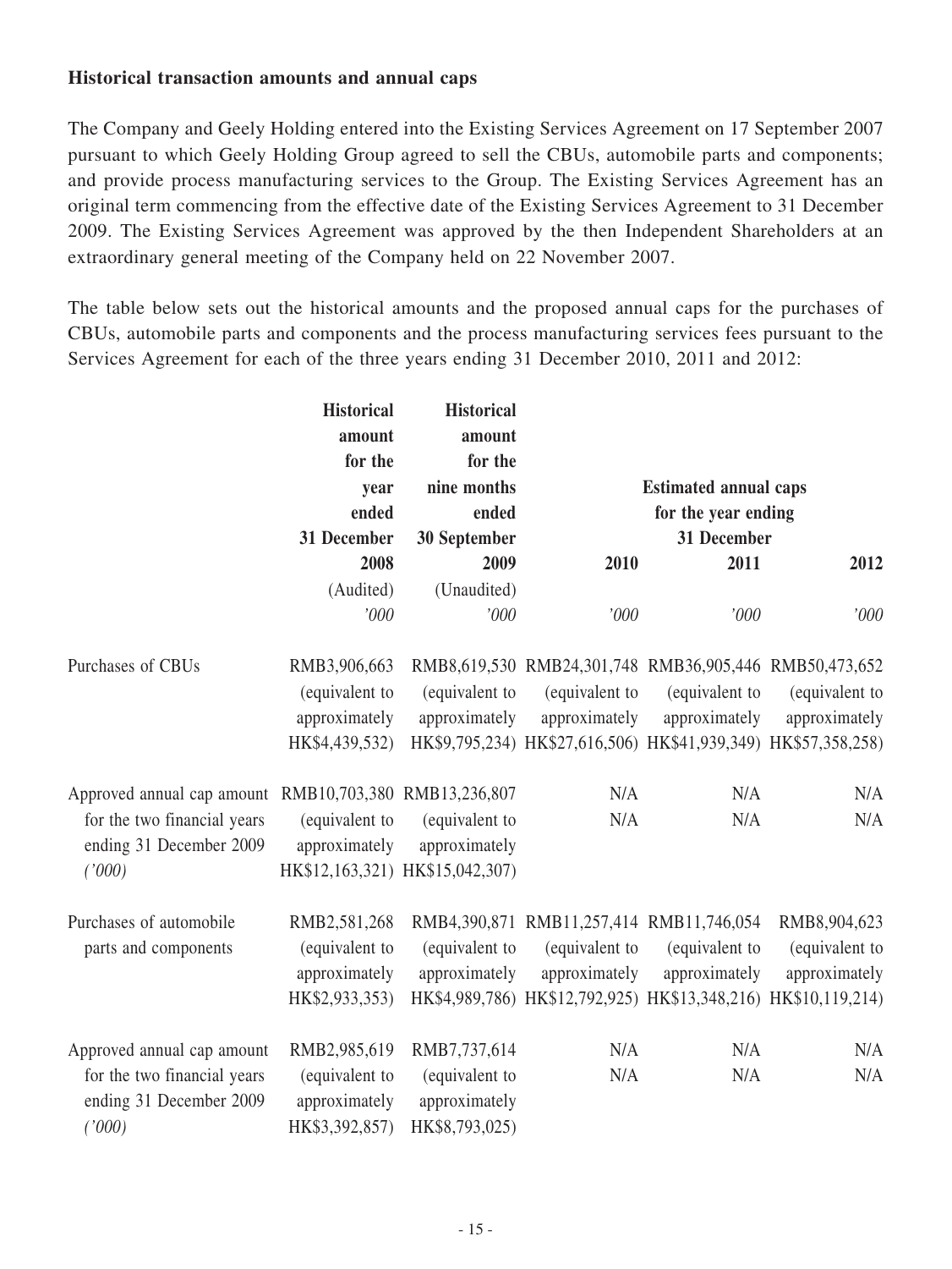**Historical transaction amounts and annual caps**

The Company and Geely Holding entered into the Existing Services Agreement on 17 September 2007 pursuant to which Geely Holding Group agreed to sell the CBUs, automobile parts and components; and provide process manufacturing services to the Group. The Existing Services Agreement has an original term commencing from the effective date of the Existing Services Agreement to 31 December 2009. The Existing Services Agreement was approved by the then Independent Shareholders at an extraordinary general meeting of the Company held on 22 November 2007.

The table below sets out the historical amounts and the proposed annual caps for the purchases of CBUs, automobile parts and components and the process manufacturing services fees pursuant to the Services Agreement for each of the three years ending 31 December 2010, 2011 and 2012:

| | **Historical amount for the year ended 31 December 2008** | **Historical amount for the nine months ended 30 September 2009** | **Estimated annual caps for the year ending 31 December** | | |
|---|---|---|---|---|---|
| | | | **2010** | **2011** | **2012** |
| | (Audited) | (Unaudited) | | | |
| | *'000* | *'000* | *'000* | *'000* | *'000* |
| Purchases of CBUs | RMB3,906,663 (equivalent to approximately HK$4,439,532) | RMB8,619,530 (equivalent to approximately HK$9,795,234) | RMB24,301,748 (equivalent to approximately HK$27,616,506) | RMB36,905,446 (equivalent to approximately HK$41,939,349) | RMB50,473,652 (equivalent to approximately HK$57,358,258) |
| Approved annual cap amount for the two financial years ending 31 December 2009 *('000)* | RMB10,703,380 (equivalent to approximately HK$12,163,321) | RMB13,236,807 (equivalent to approximately HK$15,042,307) | N/A<br>N/A | N/A<br>N/A | N/A<br>N/A |
| Purchases of automobile parts and components | RMB2,581,268 (equivalent to approximately HK$2,933,353) | RMB4,390,871 (equivalent to approximately HK$4,989,786) | RMB11,257,414 (equivalent to approximately HK$12,792,925) | RMB11,746,054 (equivalent to approximately HK$13,348,216) | RMB8,904,623 (equivalent to approximately HK$10,119,214) |
| Approved annual cap amount for the two financial years ending 31 December 2009 *('000)* | RMB2,985,619 (equivalent to approximately HK$3,392,857) | RMB7,737,614 (equivalent to approximately HK$8,793,025) | N/A<br>N/A | N/A<br>N/A | N/A<br>N/A |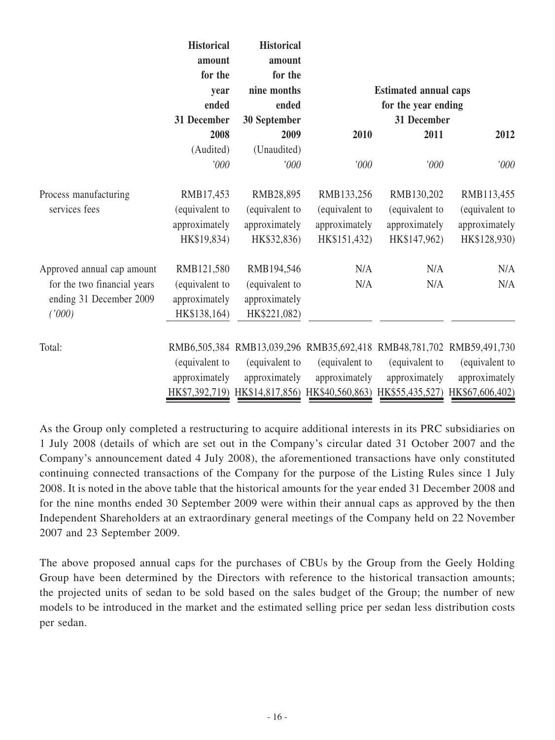| | Historical amount for the year ended 31 December | Historical amount for the nine months ended 30 September | Estimated annual caps for the year ending 31 December | | |
|---|---|---|---|---|---|
| | 2008 | 2009 | 2010 | 2011 | 2012 |
| | (Audited) | (Unaudited) | | | |
| | *'000* | *'000* | *'000* | *'000* | *'000* |
| Process manufacturing services fees | RMB17,453 (equivalent to approximately HK$19,834) | RMB28,895 (equivalent to approximately HK$32,836) | RMB133,256 (equivalent to approximately HK$151,432) | RMB130,202 (equivalent to approximately HK$147,962) | RMB113,455 (equivalent to approximately HK$128,930) |
| Approved annual cap amount for the two financial years ending 31 December 2009 *('000)* | RMB121,580 (equivalent to approximately HK$138,164) | RMB194,546 (equivalent to approximately HK$221,082) | N/A N/A | N/A N/A | N/A N/A |
| Total: | RMB6,505,384 (equivalent to approximately HK$7,392,719) | RMB13,039,296 (equivalent to approximately HK$14,817,856) | RMB35,692,418 (equivalent to approximately HK$40,560,863) | RMB48,781,702 (equivalent to approximately HK$55,435,527) | RMB59,491,730 (equivalent to approximately HK$67,606,402) |

As the Group only completed a restructuring to acquire additional interests in its PRC subsidiaries on 1 July 2008 (details of which are set out in the Company's circular dated 31 October 2007 and the Company's announcement dated 4 July 2008), the aforementioned transactions have only constituted continuing connected transactions of the Company for the purpose of the Listing Rules since 1 July 2008. It is noted in the above table that the historical amounts for the year ended 31 December 2008 and for the nine months ended 30 September 2009 were within their annual caps as approved by the then Independent Shareholders at an extraordinary general meetings of the Company held on 22 November 2007 and 23 September 2009.

The above proposed annual caps for the purchases of CBUs by the Group from the Geely Holding Group have been determined by the Directors with reference to the historical transaction amounts; the projected units of sedan to be sold based on the sales budget of the Group; the number of new models to be introduced in the market and the estimated selling price per sedan less distribution costs per sedan.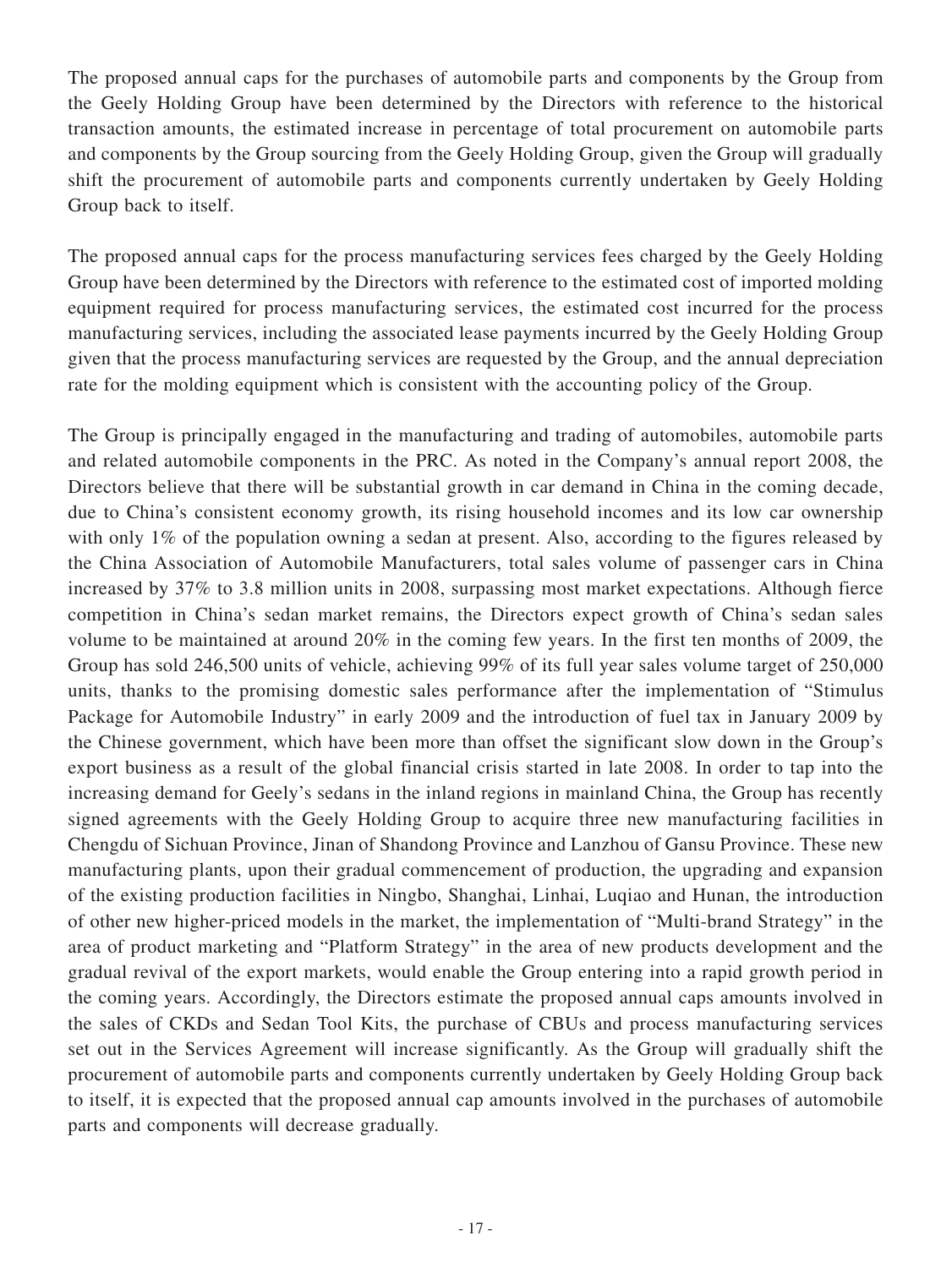The proposed annual caps for the purchases of automobile parts and components by the Group from the Geely Holding Group have been determined by the Directors with reference to the historical transaction amounts, the estimated increase in percentage of total procurement on automobile parts and components by the Group sourcing from the Geely Holding Group, given the Group will gradually shift the procurement of automobile parts and components currently undertaken by Geely Holding Group back to itself.

The proposed annual caps for the process manufacturing services fees charged by the Geely Holding Group have been determined by the Directors with reference to the estimated cost of imported molding equipment required for process manufacturing services, the estimated cost incurred for the process manufacturing services, including the associated lease payments incurred by the Geely Holding Group given that the process manufacturing services are requested by the Group, and the annual depreciation rate for the molding equipment which is consistent with the accounting policy of the Group.

The Group is principally engaged in the manufacturing and trading of automobiles, automobile parts and related automobile components in the PRC. As noted in the Company's annual report 2008, the Directors believe that there will be substantial growth in car demand in China in the coming decade, due to China's consistent economy growth, its rising household incomes and its low car ownership with only 1% of the population owning a sedan at present. Also, according to the figures released by the China Association of Automobile Manufacturers, total sales volume of passenger cars in China increased by 37% to 3.8 million units in 2008, surpassing most market expectations. Although fierce competition in China's sedan market remains, the Directors expect growth of China's sedan sales volume to be maintained at around 20% in the coming few years. In the first ten months of 2009, the Group has sold 246,500 units of vehicle, achieving 99% of its full year sales volume target of 250,000 units, thanks to the promising domestic sales performance after the implementation of "Stimulus Package for Automobile Industry" in early 2009 and the introduction of fuel tax in January 2009 by the Chinese government, which have been more than offset the significant slow down in the Group's export business as a result of the global financial crisis started in late 2008. In order to tap into the increasing demand for Geely's sedans in the inland regions in mainland China, the Group has recently signed agreements with the Geely Holding Group to acquire three new manufacturing facilities in Chengdu of Sichuan Province, Jinan of Shandong Province and Lanzhou of Gansu Province. These new manufacturing plants, upon their gradual commencement of production, the upgrading and expansion of the existing production facilities in Ningbo, Shanghai, Linhai, Luqiao and Hunan, the introduction of other new higher-priced models in the market, the implementation of "Multi-brand Strategy" in the area of product marketing and "Platform Strategy" in the area of new products development and the gradual revival of the export markets, would enable the Group entering into a rapid growth period in the coming years. Accordingly, the Directors estimate the proposed annual caps amounts involved in the sales of CKDs and Sedan Tool Kits, the purchase of CBUs and process manufacturing services set out in the Services Agreement will increase significantly. As the Group will gradually shift the procurement of automobile parts and components currently undertaken by Geely Holding Group back to itself, it is expected that the proposed annual cap amounts involved in the purchases of automobile parts and components will decrease gradually.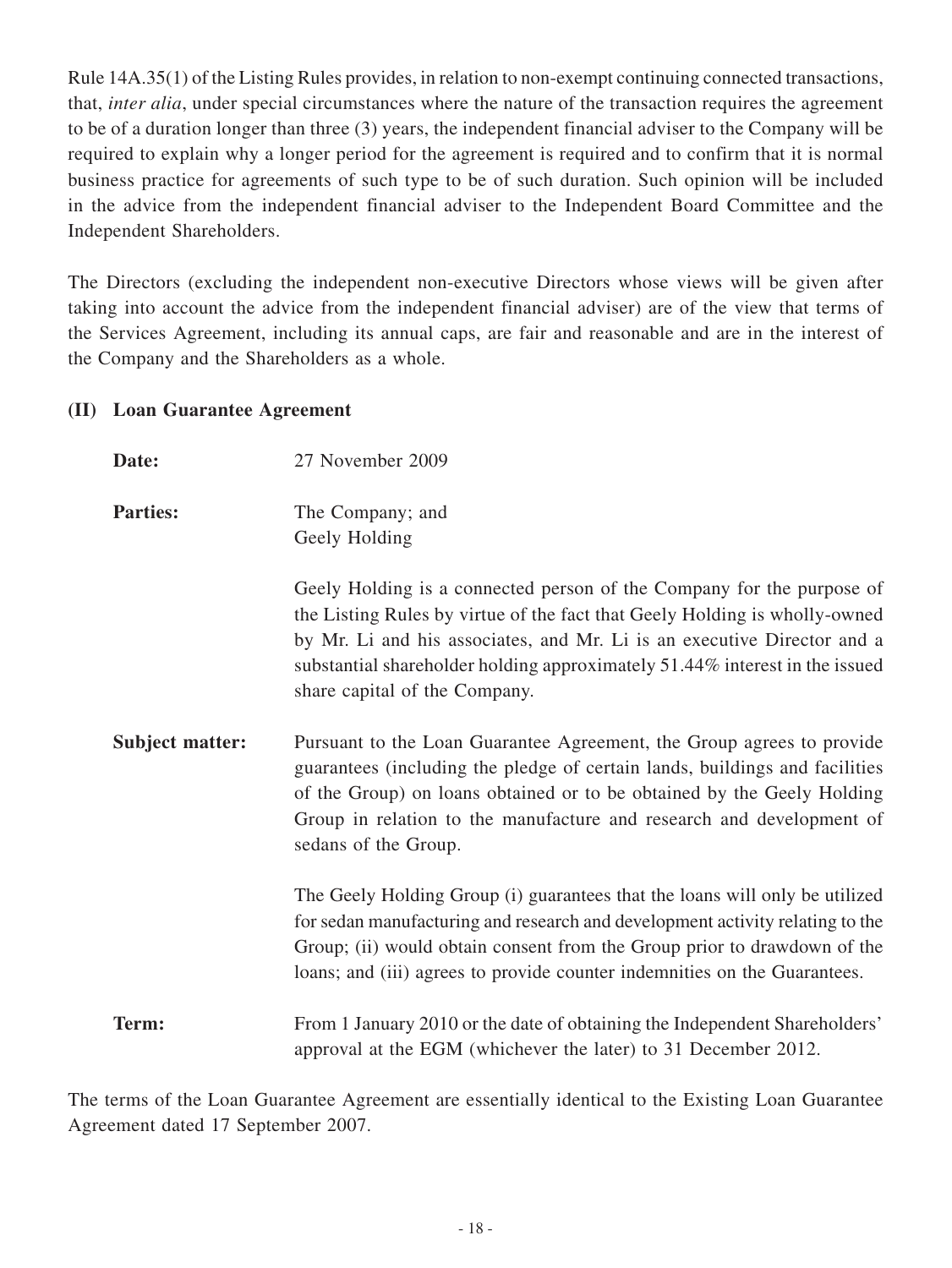Rule 14A.35(1) of the Listing Rules provides, in relation to non-exempt continuing connected transactions, that, *inter alia*, under special circumstances where the nature of the transaction requires the agreement to be of a duration longer than three (3) years, the independent financial adviser to the Company will be required to explain why a longer period for the agreement is required and to confirm that it is normal business practice for agreements of such type to be of such duration. Such opinion will be included in the advice from the independent financial adviser to the Independent Board Committee and the Independent Shareholders.

The Directors (excluding the independent non-executive Directors whose views will be given after taking into account the advice from the independent financial adviser) are of the view that terms of the Services Agreement, including its annual caps, are fair and reasonable and are in the interest of the Company and the Shareholders as a whole.

**(II) Loan Guarantee Agreement**

**Date:** 27 November 2009

**Parties:** The Company; and
Geely Holding

Geely Holding is a connected person of the Company for the purpose of the Listing Rules by virtue of the fact that Geely Holding is wholly-owned by Mr. Li and his associates, and Mr. Li is an executive Director and a substantial shareholder holding approximately 51.44% interest in the issued share capital of the Company.

**Subject matter:** Pursuant to the Loan Guarantee Agreement, the Group agrees to provide guarantees (including the pledge of certain lands, buildings and facilities of the Group) on loans obtained or to be obtained by the Geely Holding Group in relation to the manufacture and research and development of sedans of the Group.

The Geely Holding Group (i) guarantees that the loans will only be utilized for sedan manufacturing and research and development activity relating to the Group; (ii) would obtain consent from the Group prior to drawdown of the loans; and (iii) agrees to provide counter indemnities on the Guarantees.

**Term:** From 1 January 2010 or the date of obtaining the Independent Shareholders' approval at the EGM (whichever the later) to 31 December 2012.

The terms of the Loan Guarantee Agreement are essentially identical to the Existing Loan Guarantee Agreement dated 17 September 2007.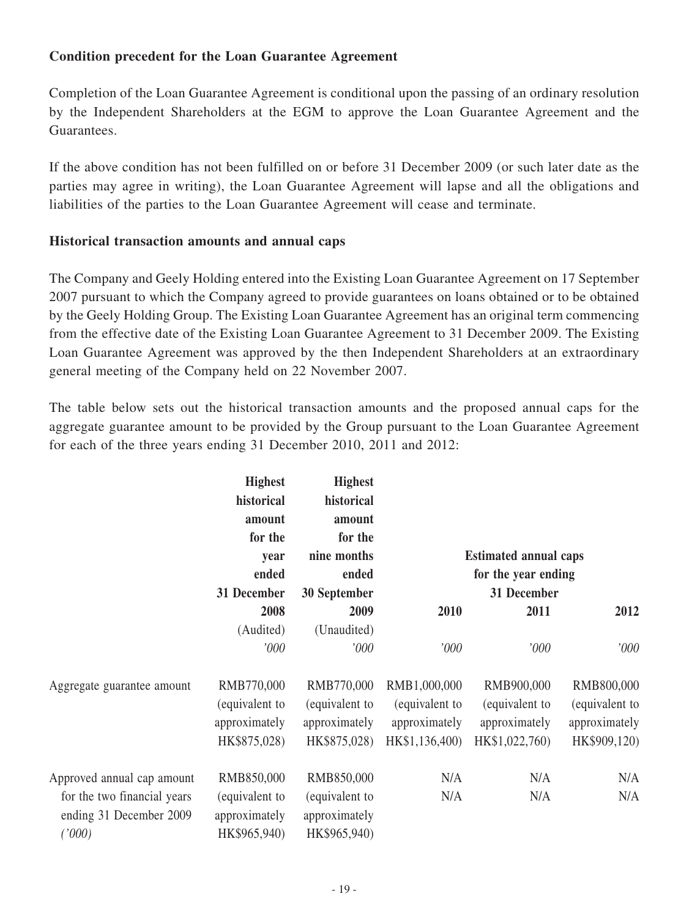**Condition precedent for the Loan Guarantee Agreement**

Completion of the Loan Guarantee Agreement is conditional upon the passing of an ordinary resolution by the Independent Shareholders at the EGM to approve the Loan Guarantee Agreement and the Guarantees.

If the above condition has not been fulfilled on or before 31 December 2009 (or such later date as the parties may agree in writing), the Loan Guarantee Agreement will lapse and all the obligations and liabilities of the parties to the Loan Guarantee Agreement will cease and terminate.

**Historical transaction amounts and annual caps**

The Company and Geely Holding entered into the Existing Loan Guarantee Agreement on 17 September 2007 pursuant to which the Company agreed to provide guarantees on loans obtained or to be obtained by the Geely Holding Group. The Existing Loan Guarantee Agreement has an original term commencing from the effective date of the Existing Loan Guarantee Agreement to 31 December 2009. The Existing Loan Guarantee Agreement was approved by the then Independent Shareholders at an extraordinary general meeting of the Company held on 22 November 2007.

The table below sets out the historical transaction amounts and the proposed annual caps for the aggregate guarantee amount to be provided by the Group pursuant to the Loan Guarantee Agreement for each of the three years ending 31 December 2010, 2011 and 2012:

| | **Highest historical amount for the year ended 31 December 2008** | **Highest historical amount for the nine months ended 30 September 2009** | **Estimated annual caps for the year ending 31 December** | | |
|---|---|---|---|---|---|
| | | | **2010** | **2011** | **2012** |
| | (Audited) | (Unaudited) | | | |
| | *'000* | *'000* | *'000* | *'000* | *'000* |
| Aggregate guarantee amount | RMB770,000 (equivalent to approximately HK$875,028) | RMB770,000 (equivalent to approximately HK$875,028) | RMB1,000,000 (equivalent to approximately HK$1,136,400) | RMB900,000 (equivalent to approximately HK$1,022,760) | RMB800,000 (equivalent to approximately HK$909,120) |
| Approved annual cap amount for the two financial years ending 31 December 2009 *('000)* | RMB850,000 (equivalent to approximately HK$965,940) | RMB850,000 (equivalent to approximately HK$965,940) | N/A<br>N/A | N/A<br>N/A | N/A<br>N/A |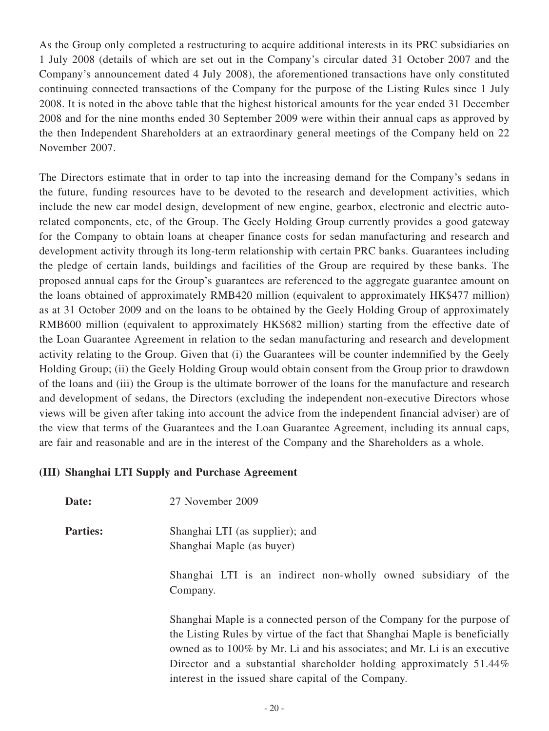As the Group only completed a restructuring to acquire additional interests in its PRC subsidiaries on 1 July 2008 (details of which are set out in the Company's circular dated 31 October 2007 and the Company's announcement dated 4 July 2008), the aforementioned transactions have only constituted continuing connected transactions of the Company for the purpose of the Listing Rules since 1 July 2008. It is noted in the above table that the highest historical amounts for the year ended 31 December 2008 and for the nine months ended 30 September 2009 were within their annual caps as approved by the then Independent Shareholders at an extraordinary general meetings of the Company held on 22 November 2007.

The Directors estimate that in order to tap into the increasing demand for the Company's sedans in the future, funding resources have to be devoted to the research and development activities, which include the new car model design, development of new engine, gearbox, electronic and electric auto-related components, etc, of the Group. The Geely Holding Group currently provides a good gateway for the Company to obtain loans at cheaper finance costs for sedan manufacturing and research and development activity through its long-term relationship with certain PRC banks. Guarantees including the pledge of certain lands, buildings and facilities of the Group are required by these banks. The proposed annual caps for the Group's guarantees are referenced to the aggregate guarantee amount on the loans obtained of approximately RMB420 million (equivalent to approximately HK$477 million) as at 31 October 2009 and on the loans to be obtained by the Geely Holding Group of approximately RMB600 million (equivalent to approximately HK$682 million) starting from the effective date of the Loan Guarantee Agreement in relation to the sedan manufacturing and research and development activity relating to the Group. Given that (i) the Guarantees will be counter indemnified by the Geely Holding Group; (ii) the Geely Holding Group would obtain consent from the Group prior to drawdown of the loans and (iii) the Group is the ultimate borrower of the loans for the manufacture and research and development of sedans, the Directors (excluding the independent non-executive Directors whose views will be given after taking into account the advice from the independent financial adviser) are of the view that terms of the Guarantees and the Loan Guarantee Agreement, including its annual caps, are fair and reasonable and are in the interest of the Company and the Shareholders as a whole.

### (III) Shanghai LTI Supply and Purchase Agreement

**Date:** 27 November 2009

**Parties:** Shanghai LTI (as supplier); and
Shanghai Maple (as buyer)

Shanghai LTI is an indirect non-wholly owned subsidiary of the Company.

Shanghai Maple is a connected person of the Company for the purpose of the Listing Rules by virtue of the fact that Shanghai Maple is beneficially owned as to 100% by Mr. Li and his associates; and Mr. Li is an executive Director and a substantial shareholder holding approximately 51.44% interest in the issued share capital of the Company.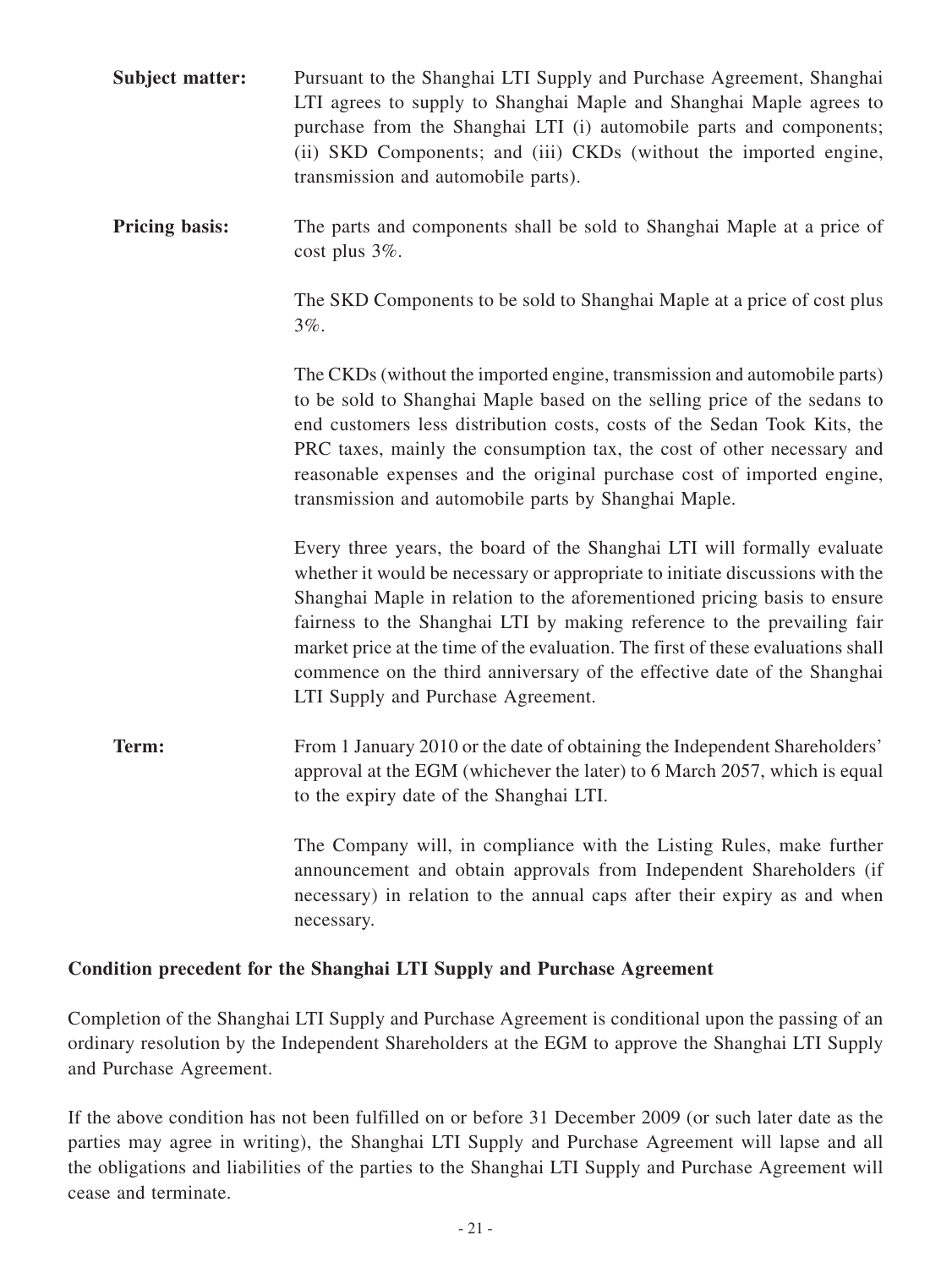| | |
|---|---|
| **Subject matter:** | Pursuant to the Shanghai LTI Supply and Purchase Agreement, Shanghai LTI agrees to supply to Shanghai Maple and Shanghai Maple agrees to purchase from the Shanghai LTI (i) automobile parts and components; (ii) SKD Components; and (iii) CKDs (without the imported engine, transmission and automobile parts). |
| **Pricing basis:** | The parts and components shall be sold to Shanghai Maple at a price of cost plus 3%.<br><br>The SKD Components to be sold to Shanghai Maple at a price of cost plus 3%.<br><br>The CKDs (without the imported engine, transmission and automobile parts) to be sold to Shanghai Maple based on the selling price of the sedans to end customers less distribution costs, costs of the Sedan Took Kits, the PRC taxes, mainly the consumption tax, the cost of other necessary and reasonable expenses and the original purchase cost of imported engine, transmission and automobile parts by Shanghai Maple.<br><br>Every three years, the board of the Shanghai LTI will formally evaluate whether it would be necessary or appropriate to initiate discussions with the Shanghai Maple in relation to the aforementioned pricing basis to ensure fairness to the Shanghai LTI by making reference to the prevailing fair market price at the time of the evaluation. The first of these evaluations shall commence on the third anniversary of the effective date of the Shanghai LTI Supply and Purchase Agreement. |
| **Term:** | From 1 January 2010 or the date of obtaining the Independent Shareholders' approval at the EGM (whichever the later) to 6 March 2057, which is equal to the expiry date of the Shanghai LTI.<br><br>The Company will, in compliance with the Listing Rules, make further announcement and obtain approvals from Independent Shareholders (if necessary) in relation to the annual caps after their expiry as and when necessary. |

**Condition precedent for the Shanghai LTI Supply and Purchase Agreement**

Completion of the Shanghai LTI Supply and Purchase Agreement is conditional upon the passing of an ordinary resolution by the Independent Shareholders at the EGM to approve the Shanghai LTI Supply and Purchase Agreement.

If the above condition has not been fulfilled on or before 31 December 2009 (or such later date as the parties may agree in writing), the Shanghai LTI Supply and Purchase Agreement will lapse and all the obligations and liabilities of the parties to the Shanghai LTI Supply and Purchase Agreement will cease and terminate.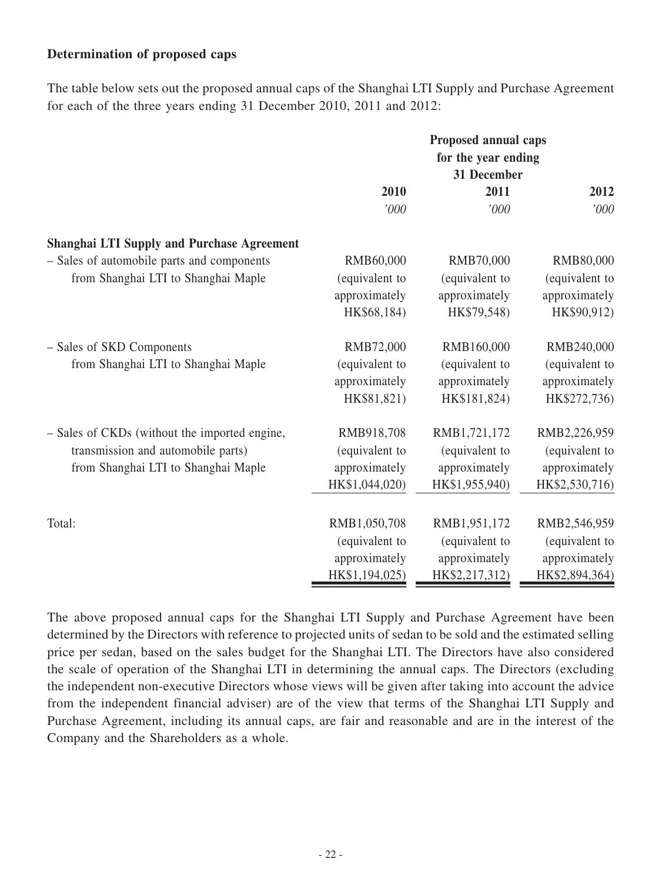**Determination of proposed caps**

The table below sets out the proposed annual caps of the Shanghai LTI Supply and Purchase Agreement for each of the three years ending 31 December 2010, 2011 and 2012:

| | Proposed annual caps for the year ending 31 December | | |
|---|---|---|---|
| | 2010 | 2011 | 2012 |
| | *'000* | *'000* | *'000* |
| **Shanghai LTI Supply and Purchase Agreement** | | | |
| – Sales of automobile parts and components from Shanghai LTI to Shanghai Maple | RMB60,000 (equivalent to approximately HK$68,184) | RMB70,000 (equivalent to approximately HK$79,548) | RMB80,000 (equivalent to approximately HK$90,912) |
| – Sales of SKD Components from Shanghai LTI to Shanghai Maple | RMB72,000 (equivalent to approximately HK$81,821) | RMB160,000 (equivalent to approximately HK$181,824) | RMB240,000 (equivalent to approximately HK$272,736) |
| – Sales of CKDs (without the imported engine, transmission and automobile parts) from Shanghai LTI to Shanghai Maple | RMB918,708 (equivalent to approximately HK$1,044,020) | RMB1,721,172 (equivalent to approximately HK$1,955,940) | RMB2,226,959 (equivalent to approximately HK$2,530,716) |
| Total: | RMB1,050,708 (equivalent to approximately HK$1,194,025) | RMB1,951,172 (equivalent to approximately HK$2,217,312) | RMB2,546,959 (equivalent to approximately HK$2,894,364) |

The above proposed annual caps for the Shanghai LTI Supply and Purchase Agreement have been determined by the Directors with reference to projected units of sedan to be sold and the estimated selling price per sedan, based on the sales budget for the Shanghai LTI. The Directors have also considered the scale of operation of the Shanghai LTI in determining the annual caps. The Directors (excluding the independent non-executive Directors whose views will be given after taking into account the advice from the independent financial adviser) are of the view that terms of the Shanghai LTI Supply and Purchase Agreement, including its annual caps, are fair and reasonable and are in the interest of the Company and the Shareholders as a whole.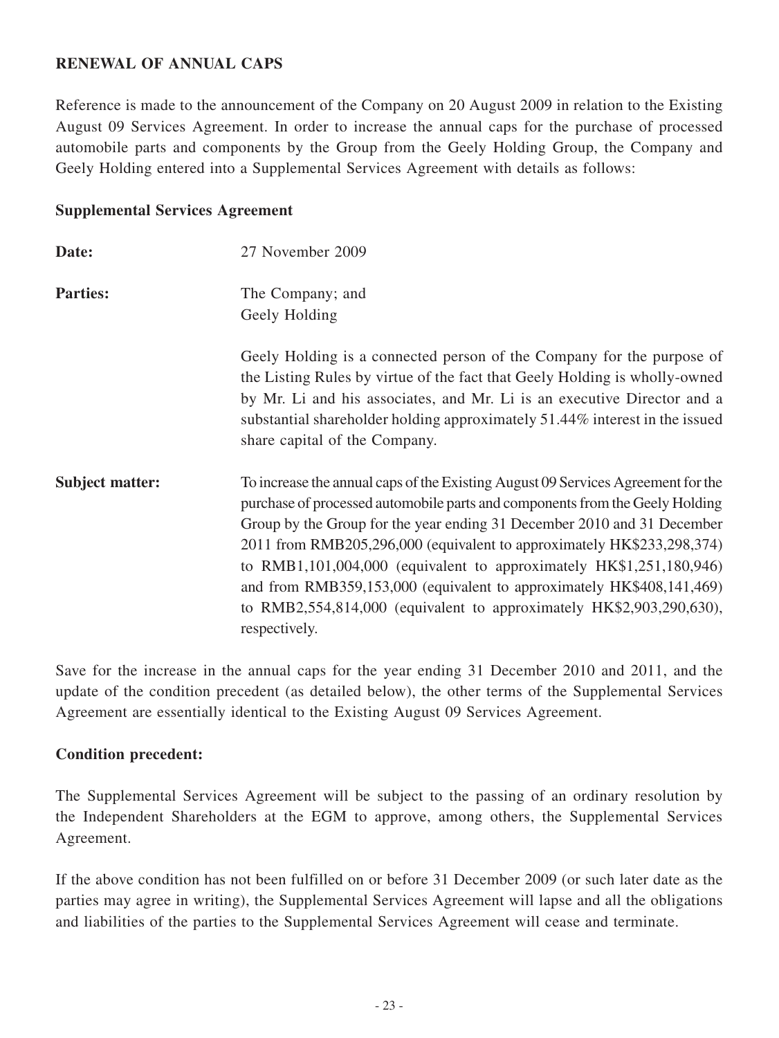## RENEWAL OF ANNUAL CAPS

Reference is made to the announcement of the Company on 20 August 2009 in relation to the Existing August 09 Services Agreement. In order to increase the annual caps for the purchase of processed automobile parts and components by the Group from the Geely Holding Group, the Company and Geely Holding entered into a Supplemental Services Agreement with details as follows:

### Supplemental Services Agreement

**Date:** 27 November 2009

**Parties:** The Company; and
Geely Holding

Geely Holding is a connected person of the Company for the purpose of the Listing Rules by virtue of the fact that Geely Holding is wholly-owned by Mr. Li and his associates, and Mr. Li is an executive Director and a substantial shareholder holding approximately 51.44% interest in the issued share capital of the Company.

**Subject matter:** To increase the annual caps of the Existing August 09 Services Agreement for the purchase of processed automobile parts and components from the Geely Holding Group by the Group for the year ending 31 December 2010 and 31 December 2011 from RMB205,296,000 (equivalent to approximately HK$233,298,374) to RMB1,101,004,000 (equivalent to approximately HK$1,251,180,946) and from RMB359,153,000 (equivalent to approximately HK$408,141,469) to RMB2,554,814,000 (equivalent to approximately HK$2,903,290,630), respectively.

Save for the increase in the annual caps for the year ending 31 December 2010 and 2011, and the update of the condition precedent (as detailed below), the other terms of the Supplemental Services Agreement are essentially identical to the Existing August 09 Services Agreement.

### Condition precedent:

The Supplemental Services Agreement will be subject to the passing of an ordinary resolution by the Independent Shareholders at the EGM to approve, among others, the Supplemental Services Agreement.

If the above condition has not been fulfilled on or before 31 December 2009 (or such later date as the parties may agree in writing), the Supplemental Services Agreement will lapse and all the obligations and liabilities of the parties to the Supplemental Services Agreement will cease and terminate.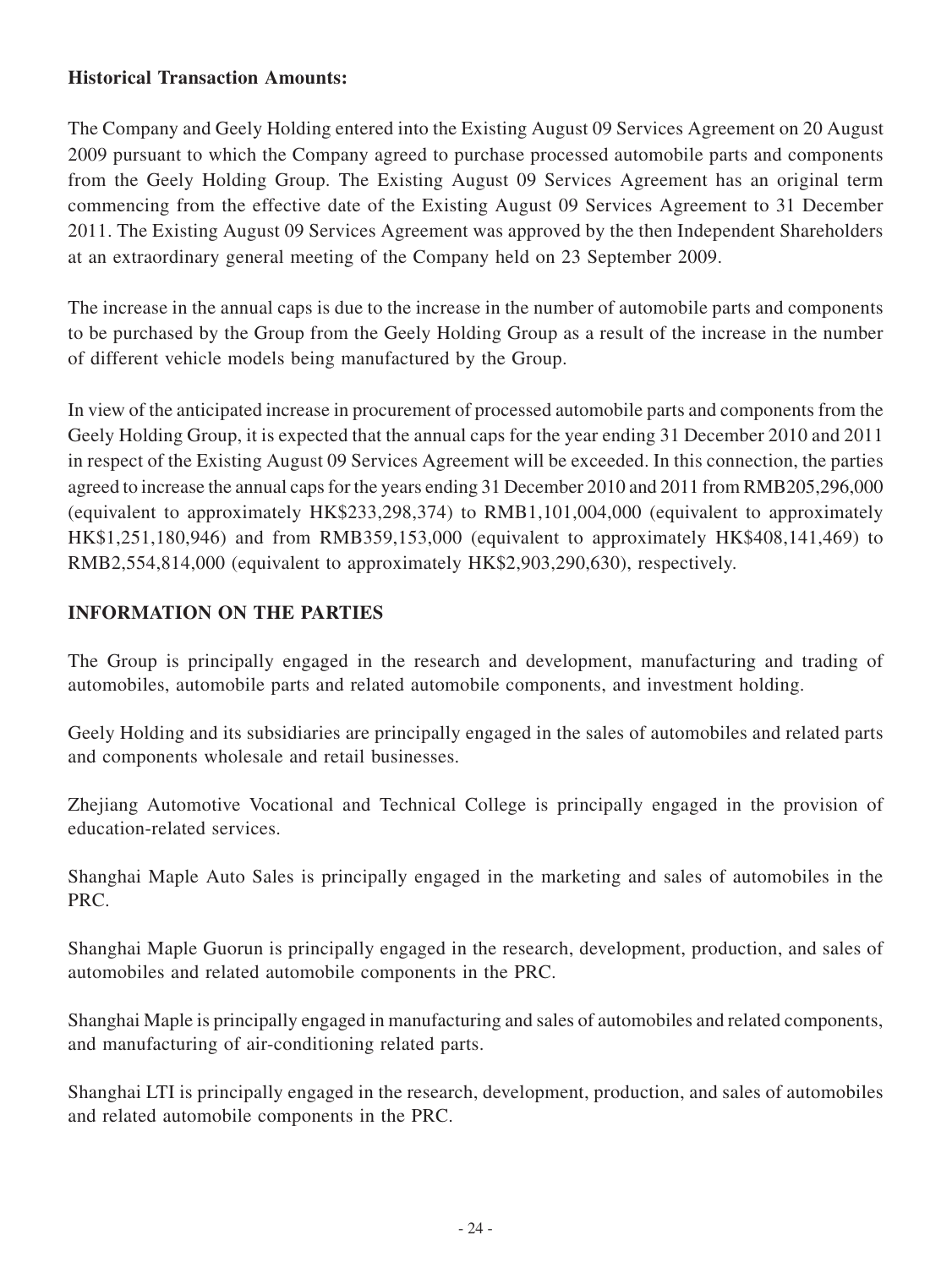**Historical Transaction Amounts:**

The Company and Geely Holding entered into the Existing August 09 Services Agreement on 20 August 2009 pursuant to which the Company agreed to purchase processed automobile parts and components from the Geely Holding Group. The Existing August 09 Services Agreement has an original term commencing from the effective date of the Existing August 09 Services Agreement to 31 December 2011. The Existing August 09 Services Agreement was approved by the then Independent Shareholders at an extraordinary general meeting of the Company held on 23 September 2009.

The increase in the annual caps is due to the increase in the number of automobile parts and components to be purchased by the Group from the Geely Holding Group as a result of the increase in the number of different vehicle models being manufactured by the Group.

In view of the anticipated increase in procurement of processed automobile parts and components from the Geely Holding Group, it is expected that the annual caps for the year ending 31 December 2010 and 2011 in respect of the Existing August 09 Services Agreement will be exceeded. In this connection, the parties agreed to increase the annual caps for the years ending 31 December 2010 and 2011 from RMB205,296,000 (equivalent to approximately HK$233,298,374) to RMB1,101,004,000 (equivalent to approximately HK$1,251,180,946) and from RMB359,153,000 (equivalent to approximately HK$408,141,469) to RMB2,554,814,000 (equivalent to approximately HK$2,903,290,630), respectively.

## INFORMATION ON THE PARTIES

The Group is principally engaged in the research and development, manufacturing and trading of automobiles, automobile parts and related automobile components, and investment holding.

Geely Holding and its subsidiaries are principally engaged in the sales of automobiles and related parts and components wholesale and retail businesses.

Zhejiang Automotive Vocational and Technical College is principally engaged in the provision of education-related services.

Shanghai Maple Auto Sales is principally engaged in the marketing and sales of automobiles in the PRC.

Shanghai Maple Guorun is principally engaged in the research, development, production, and sales of automobiles and related automobile components in the PRC.

Shanghai Maple is principally engaged in manufacturing and sales of automobiles and related components, and manufacturing of air-conditioning related parts.

Shanghai LTI is principally engaged in the research, development, production, and sales of automobiles and related automobile components in the PRC.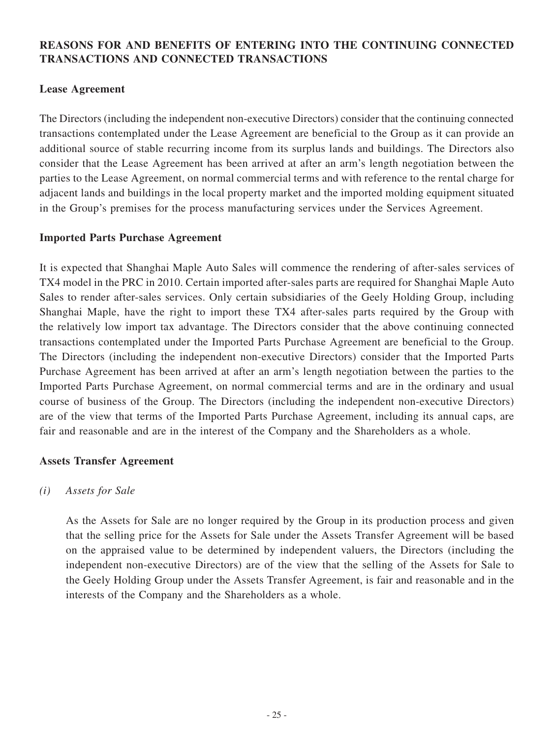## REASONS FOR AND BENEFITS OF ENTERING INTO THE CONTINUING CONNECTED TRANSACTIONS AND CONNECTED TRANSACTIONS

### Lease Agreement

The Directors (including the independent non-executive Directors) consider that the continuing connected transactions contemplated under the Lease Agreement are beneficial to the Group as it can provide an additional source of stable recurring income from its surplus lands and buildings. The Directors also consider that the Lease Agreement has been arrived at after an arm's length negotiation between the parties to the Lease Agreement, on normal commercial terms and with reference to the rental charge for adjacent lands and buildings in the local property market and the imported molding equipment situated in the Group's premises for the process manufacturing services under the Services Agreement.

### Imported Parts Purchase Agreement

It is expected that Shanghai Maple Auto Sales will commence the rendering of after-sales services of TX4 model in the PRC in 2010. Certain imported after-sales parts are required for Shanghai Maple Auto Sales to render after-sales services. Only certain subsidiaries of the Geely Holding Group, including Shanghai Maple, have the right to import these TX4 after-sales parts required by the Group with the relatively low import tax advantage. The Directors consider that the above continuing connected transactions contemplated under the Imported Parts Purchase Agreement are beneficial to the Group. The Directors (including the independent non-executive Directors) consider that the Imported Parts Purchase Agreement has been arrived at after an arm's length negotiation between the parties to the Imported Parts Purchase Agreement, on normal commercial terms and are in the ordinary and usual course of business of the Group. The Directors (including the independent non-executive Directors) are of the view that terms of the Imported Parts Purchase Agreement, including its annual caps, are fair and reasonable and are in the interest of the Company and the Shareholders as a whole.

### Assets Transfer Agreement

*(i) Assets for Sale*

As the Assets for Sale are no longer required by the Group in its production process and given that the selling price for the Assets for Sale under the Assets Transfer Agreement will be based on the appraised value to be determined by independent valuers, the Directors (including the independent non-executive Directors) are of the view that the selling of the Assets for Sale to the Geely Holding Group under the Assets Transfer Agreement, is fair and reasonable and in the interests of the Company and the Shareholders as a whole.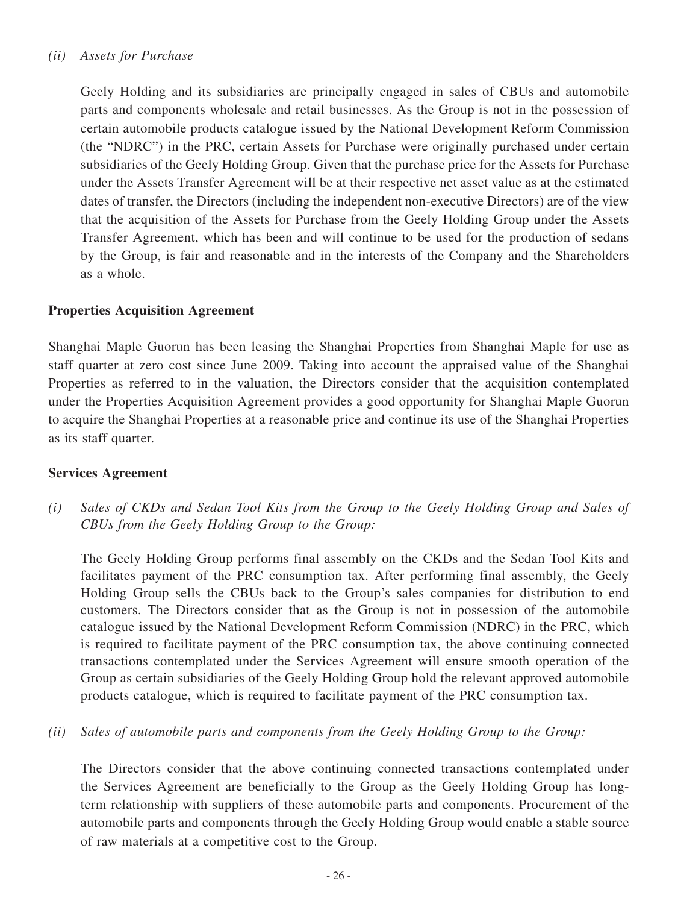*(ii) Assets for Purchase*

Geely Holding and its subsidiaries are principally engaged in sales of CBUs and automobile parts and components wholesale and retail businesses. As the Group is not in the possession of certain automobile products catalogue issued by the National Development Reform Commission (the "NDRC") in the PRC, certain Assets for Purchase were originally purchased under certain subsidiaries of the Geely Holding Group. Given that the purchase price for the Assets for Purchase under the Assets Transfer Agreement will be at their respective net asset value as at the estimated dates of transfer, the Directors (including the independent non-executive Directors) are of the view that the acquisition of the Assets for Purchase from the Geely Holding Group under the Assets Transfer Agreement, which has been and will continue to be used for the production of sedans by the Group, is fair and reasonable and in the interests of the Company and the Shareholders as a whole.

**Properties Acquisition Agreement**

Shanghai Maple Guorun has been leasing the Shanghai Properties from Shanghai Maple for use as staff quarter at zero cost since June 2009. Taking into account the appraised value of the Shanghai Properties as referred to in the valuation, the Directors consider that the acquisition contemplated under the Properties Acquisition Agreement provides a good opportunity for Shanghai Maple Guorun to acquire the Shanghai Properties at a reasonable price and continue its use of the Shanghai Properties as its staff quarter.

**Services Agreement**

*(i) Sales of CKDs and Sedan Tool Kits from the Group to the Geely Holding Group and Sales of CBUs from the Geely Holding Group to the Group:*

The Geely Holding Group performs final assembly on the CKDs and the Sedan Tool Kits and facilitates payment of the PRC consumption tax. After performing final assembly, the Geely Holding Group sells the CBUs back to the Group's sales companies for distribution to end customers. The Directors consider that as the Group is not in possession of the automobile catalogue issued by the National Development Reform Commission (NDRC) in the PRC, which is required to facilitate payment of the PRC consumption tax, the above continuing connected transactions contemplated under the Services Agreement will ensure smooth operation of the Group as certain subsidiaries of the Geely Holding Group hold the relevant approved automobile products catalogue, which is required to facilitate payment of the PRC consumption tax.

*(ii) Sales of automobile parts and components from the Geely Holding Group to the Group:*

The Directors consider that the above continuing connected transactions contemplated under the Services Agreement are beneficially to the Group as the Geely Holding Group has long-term relationship with suppliers of these automobile parts and components. Procurement of the automobile parts and components through the Geely Holding Group would enable a stable source of raw materials at a competitive cost to the Group.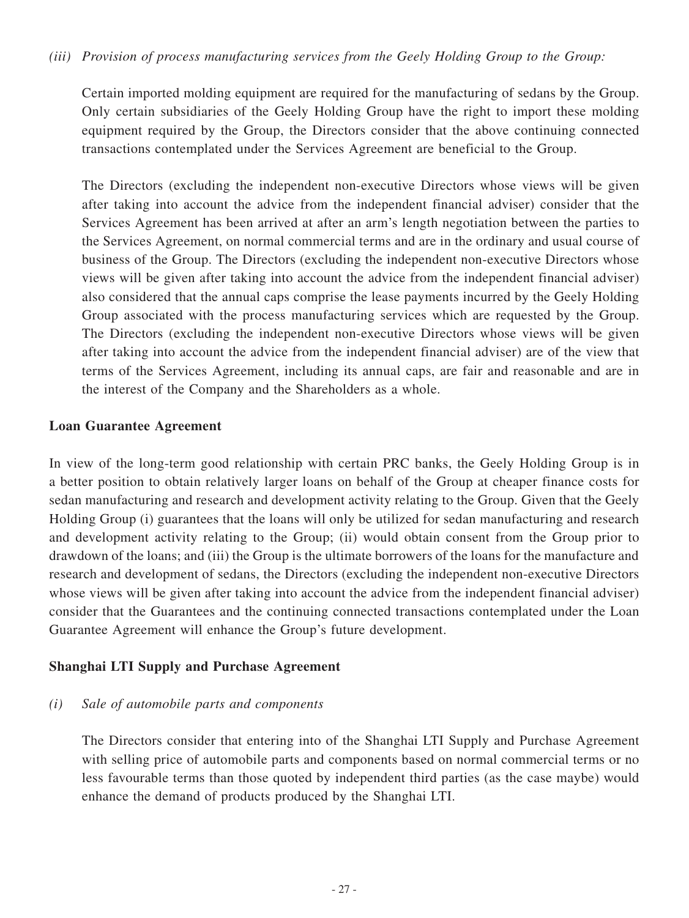*(iii) Provision of process manufacturing services from the Geely Holding Group to the Group:*

Certain imported molding equipment are required for the manufacturing of sedans by the Group. Only certain subsidiaries of the Geely Holding Group have the right to import these molding equipment required by the Group, the Directors consider that the above continuing connected transactions contemplated under the Services Agreement are beneficial to the Group.

The Directors (excluding the independent non-executive Directors whose views will be given after taking into account the advice from the independent financial adviser) consider that the Services Agreement has been arrived at after an arm's length negotiation between the parties to the Services Agreement, on normal commercial terms and are in the ordinary and usual course of business of the Group. The Directors (excluding the independent non-executive Directors whose views will be given after taking into account the advice from the independent financial adviser) also considered that the annual caps comprise the lease payments incurred by the Geely Holding Group associated with the process manufacturing services which are requested by the Group. The Directors (excluding the independent non-executive Directors whose views will be given after taking into account the advice from the independent financial adviser) are of the view that terms of the Services Agreement, including its annual caps, are fair and reasonable and are in the interest of the Company and the Shareholders as a whole.

**Loan Guarantee Agreement**

In view of the long-term good relationship with certain PRC banks, the Geely Holding Group is in a better position to obtain relatively larger loans on behalf of the Group at cheaper finance costs for sedan manufacturing and research and development activity relating to the Group. Given that the Geely Holding Group (i) guarantees that the loans will only be utilized for sedan manufacturing and research and development activity relating to the Group; (ii) would obtain consent from the Group prior to drawdown of the loans; and (iii) the Group is the ultimate borrowers of the loans for the manufacture and research and development of sedans, the Directors (excluding the independent non-executive Directors whose views will be given after taking into account the advice from the independent financial adviser) consider that the Guarantees and the continuing connected transactions contemplated under the Loan Guarantee Agreement will enhance the Group's future development.

**Shanghai LTI Supply and Purchase Agreement**

*(i) Sale of automobile parts and components*

The Directors consider that entering into of the Shanghai LTI Supply and Purchase Agreement with selling price of automobile parts and components based on normal commercial terms or no less favourable terms than those quoted by independent third parties (as the case maybe) would enhance the demand of products produced by the Shanghai LTI.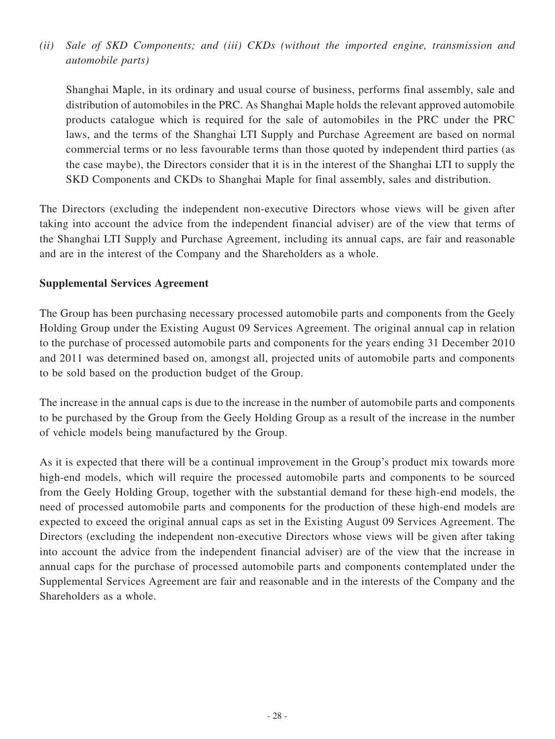*(ii) Sale of SKD Components; and (iii) CKDs (without the imported engine, transmission and automobile parts)*

Shanghai Maple, in its ordinary and usual course of business, performs final assembly, sale and distribution of automobiles in the PRC. As Shanghai Maple holds the relevant approved automobile products catalogue which is required for the sale of automobiles in the PRC under the PRC laws, and the terms of the Shanghai LTI Supply and Purchase Agreement are based on normal commercial terms or no less favourable terms than those quoted by independent third parties (as the case maybe), the Directors consider that it is in the interest of the Shanghai LTI to supply the SKD Components and CKDs to Shanghai Maple for final assembly, sales and distribution.

The Directors (excluding the independent non-executive Directors whose views will be given after taking into account the advice from the independent financial adviser) are of the view that terms of the Shanghai LTI Supply and Purchase Agreement, including its annual caps, are fair and reasonable and are in the interest of the Company and the Shareholders as a whole.

**Supplemental Services Agreement**

The Group has been purchasing necessary processed automobile parts and components from the Geely Holding Group under the Existing August 09 Services Agreement. The original annual cap in relation to the purchase of processed automobile parts and components for the years ending 31 December 2010 and 2011 was determined based on, amongst all, projected units of automobile parts and components to be sold based on the production budget of the Group.

The increase in the annual caps is due to the increase in the number of automobile parts and components to be purchased by the Group from the Geely Holding Group as a result of the increase in the number of vehicle models being manufactured by the Group.

As it is expected that there will be a continual improvement in the Group's product mix towards more high-end models, which will require the processed automobile parts and components to be sourced from the Geely Holding Group, together with the substantial demand for these high-end models, the need of processed automobile parts and components for the production of these high-end models are expected to exceed the original annual caps as set in the Existing August 09 Services Agreement. The Directors (excluding the independent non-executive Directors whose views will be given after taking into account the advice from the independent financial adviser) are of the view that the increase in annual caps for the purchase of processed automobile parts and components contemplated under the Supplemental Services Agreement are fair and reasonable and in the interests of the Company and the Shareholders as a whole.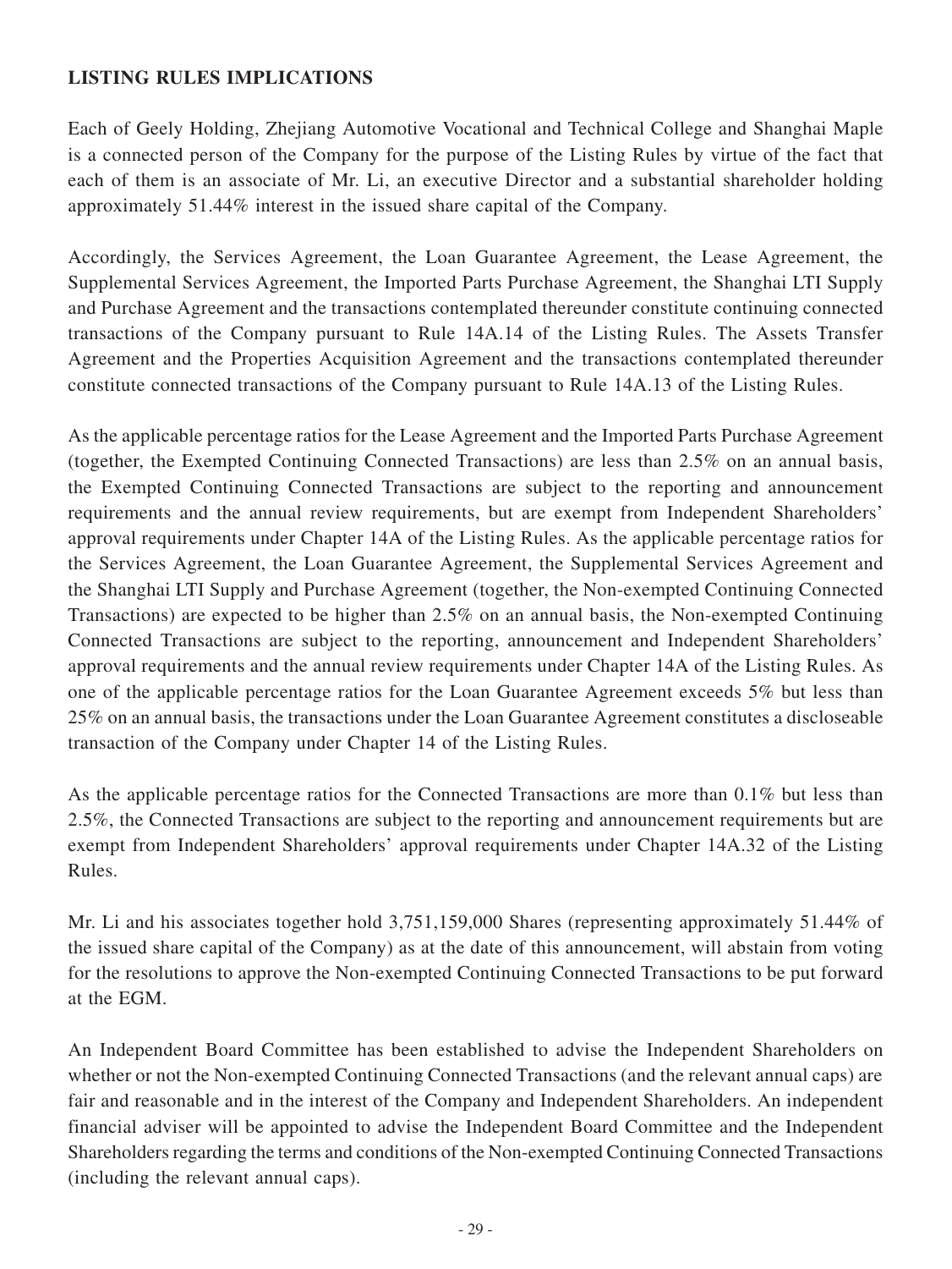**LISTING RULES IMPLICATIONS**

Each of Geely Holding, Zhejiang Automotive Vocational and Technical College and Shanghai Maple is a connected person of the Company for the purpose of the Listing Rules by virtue of the fact that each of them is an associate of Mr. Li, an executive Director and a substantial shareholder holding approximately 51.44% interest in the issued share capital of the Company.

Accordingly, the Services Agreement, the Loan Guarantee Agreement, the Lease Agreement, the Supplemental Services Agreement, the Imported Parts Purchase Agreement, the Shanghai LTI Supply and Purchase Agreement and the transactions contemplated thereunder constitute continuing connected transactions of the Company pursuant to Rule 14A.14 of the Listing Rules. The Assets Transfer Agreement and the Properties Acquisition Agreement and the transactions contemplated thereunder constitute connected transactions of the Company pursuant to Rule 14A.13 of the Listing Rules.

As the applicable percentage ratios for the Lease Agreement and the Imported Parts Purchase Agreement (together, the Exempted Continuing Connected Transactions) are less than 2.5% on an annual basis, the Exempted Continuing Connected Transactions are subject to the reporting and announcement requirements and the annual review requirements, but are exempt from Independent Shareholders' approval requirements under Chapter 14A of the Listing Rules. As the applicable percentage ratios for the Services Agreement, the Loan Guarantee Agreement, the Supplemental Services Agreement and the Shanghai LTI Supply and Purchase Agreement (together, the Non-exempted Continuing Connected Transactions) are expected to be higher than 2.5% on an annual basis, the Non-exempted Continuing Connected Transactions are subject to the reporting, announcement and Independent Shareholders' approval requirements and the annual review requirements under Chapter 14A of the Listing Rules. As one of the applicable percentage ratios for the Loan Guarantee Agreement exceeds 5% but less than 25% on an annual basis, the transactions under the Loan Guarantee Agreement constitutes a discloseable transaction of the Company under Chapter 14 of the Listing Rules.

As the applicable percentage ratios for the Connected Transactions are more than 0.1% but less than 2.5%, the Connected Transactions are subject to the reporting and announcement requirements but are exempt from Independent Shareholders' approval requirements under Chapter 14A.32 of the Listing Rules.

Mr. Li and his associates together hold 3,751,159,000 Shares (representing approximately 51.44% of the issued share capital of the Company) as at the date of this announcement, will abstain from voting for the resolutions to approve the Non-exempted Continuing Connected Transactions to be put forward at the EGM.

An Independent Board Committee has been established to advise the Independent Shareholders on whether or not the Non-exempted Continuing Connected Transactions (and the relevant annual caps) are fair and reasonable and in the interest of the Company and Independent Shareholders. An independent financial adviser will be appointed to advise the Independent Board Committee and the Independent Shareholders regarding the terms and conditions of the Non-exempted Continuing Connected Transactions (including the relevant annual caps).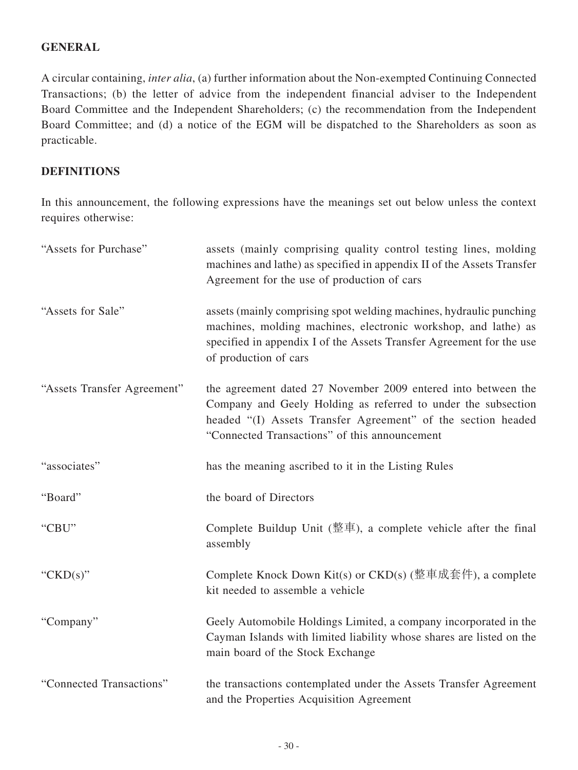**GENERAL**

A circular containing, *inter alia*, (a) further information about the Non-exempted Continuing Connected Transactions; (b) the letter of advice from the independent financial adviser to the Independent Board Committee and the Independent Shareholders; (c) the recommendation from the Independent Board Committee; and (d) a notice of the EGM will be dispatched to the Shareholders as soon as practicable.

**DEFINITIONS**

In this announcement, the following expressions have the meanings set out below unless the context requires otherwise:

| | |
|---|---|
| "Assets for Purchase" | assets (mainly comprising quality control testing lines, molding machines and lathe) as specified in appendix II of the Assets Transfer Agreement for the use of production of cars |
| "Assets for Sale" | assets (mainly comprising spot welding machines, hydraulic punching machines, molding machines, electronic workshop, and lathe) as specified in appendix I of the Assets Transfer Agreement for the use of production of cars |
| "Assets Transfer Agreement" | the agreement dated 27 November 2009 entered into between the Company and Geely Holding as referred to under the subsection headed "(I) Assets Transfer Agreement" of the section headed "Connected Transactions" of this announcement |
| "associates" | has the meaning ascribed to it in the Listing Rules |
| "Board" | the board of Directors |
| "CBU" | Complete Buildup Unit (整車), a complete vehicle after the final assembly |
| "CKD(s)" | Complete Knock Down Kit(s) or CKD(s) (整車成套件), a complete kit needed to assemble a vehicle |
| "Company" | Geely Automobile Holdings Limited, a company incorporated in the Cayman Islands with limited liability whose shares are listed on the main board of the Stock Exchange |
| "Connected Transactions" | the transactions contemplated under the Assets Transfer Agreement and the Properties Acquisition Agreement |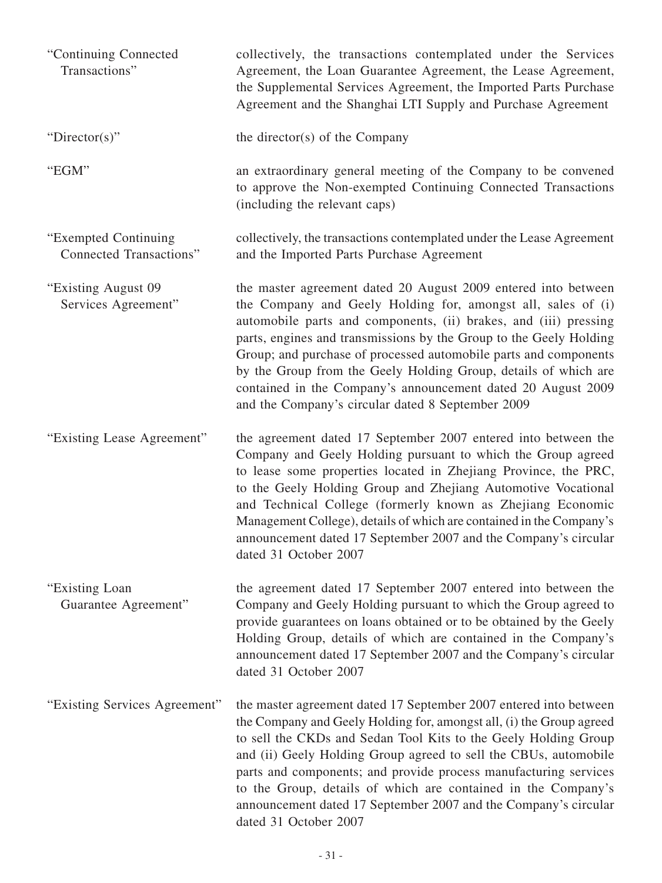| | |
|---|---|
| "Continuing Connected Transactions" | collectively, the transactions contemplated under the Services Agreement, the Loan Guarantee Agreement, the Lease Agreement, the Supplemental Services Agreement, the Imported Parts Purchase Agreement and the Shanghai LTI Supply and Purchase Agreement |
| "Director(s)" | the director(s) of the Company |
| "EGM" | an extraordinary general meeting of the Company to be convened to approve the Non-exempted Continuing Connected Transactions (including the relevant caps) |
| "Exempted Continuing Connected Transactions" | collectively, the transactions contemplated under the Lease Agreement and the Imported Parts Purchase Agreement |
| "Existing August 09 Services Agreement" | the master agreement dated 20 August 2009 entered into between the Company and Geely Holding for, amongst all, sales of (i) automobile parts and components, (ii) brakes, and (iii) pressing parts, engines and transmissions by the Group to the Geely Holding Group; and purchase of processed automobile parts and components by the Group from the Geely Holding Group, details of which are contained in the Company's announcement dated 20 August 2009 and the Company's circular dated 8 September 2009 |
| "Existing Lease Agreement" | the agreement dated 17 September 2007 entered into between the Company and Geely Holding pursuant to which the Group agreed to lease some properties located in Zhejiang Province, the PRC, to the Geely Holding Group and Zhejiang Automotive Vocational and Technical College (formerly known as Zhejiang Economic Management College), details of which are contained in the Company's announcement dated 17 September 2007 and the Company's circular dated 31 October 2007 |
| "Existing Loan Guarantee Agreement" | the agreement dated 17 September 2007 entered into between the Company and Geely Holding pursuant to which the Group agreed to provide guarantees on loans obtained or to be obtained by the Geely Holding Group, details of which are contained in the Company's announcement dated 17 September 2007 and the Company's circular dated 31 October 2007 |
| "Existing Services Agreement" | the master agreement dated 17 September 2007 entered into between the Company and Geely Holding for, amongst all, (i) the Group agreed to sell the CKDs and Sedan Tool Kits to the Geely Holding Group and (ii) Geely Holding Group agreed to sell the CBUs, automobile parts and components; and provide process manufacturing services to the Group, details of which are contained in the Company's announcement dated 17 September 2007 and the Company's circular dated 31 October 2007 |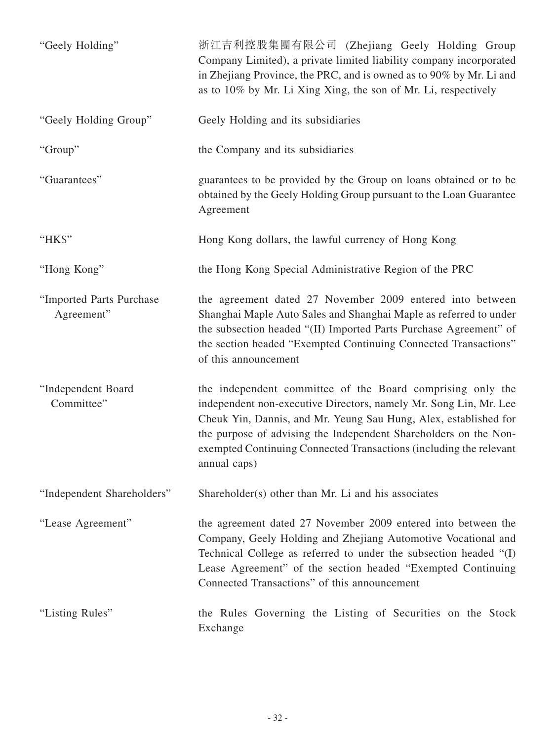| | |
|---|---|
| "Geely Holding" | 浙江吉利控股集團有限公司 (Zhejiang Geely Holding Group Company Limited), a private limited liability company incorporated in Zhejiang Province, the PRC, and is owned as to 90% by Mr. Li and as to 10% by Mr. Li Xing Xing, the son of Mr. Li, respectively |
| "Geely Holding Group" | Geely Holding and its subsidiaries |
| "Group" | the Company and its subsidiaries |
| "Guarantees" | guarantees to be provided by the Group on loans obtained or to be obtained by the Geely Holding Group pursuant to the Loan Guarantee Agreement |
| "HK$" | Hong Kong dollars, the lawful currency of Hong Kong |
| "Hong Kong" | the Hong Kong Special Administrative Region of the PRC |
| "Imported Parts Purchase Agreement" | the agreement dated 27 November 2009 entered into between Shanghai Maple Auto Sales and Shanghai Maple as referred to under the subsection headed "(II) Imported Parts Purchase Agreement" of the section headed "Exempted Continuing Connected Transactions" of this announcement |
| "Independent Board Committee" | the independent committee of the Board comprising only the independent non-executive Directors, namely Mr. Song Lin, Mr. Lee Cheuk Yin, Dannis, and Mr. Yeung Sau Hung, Alex, established for the purpose of advising the Independent Shareholders on the Non-exempted Continuing Connected Transactions (including the relevant annual caps) |
| "Independent Shareholders" | Shareholder(s) other than Mr. Li and his associates |
| "Lease Agreement" | the agreement dated 27 November 2009 entered into between the Company, Geely Holding and Zhejiang Automotive Vocational and Technical College as referred to under the subsection headed "(I) Lease Agreement" of the section headed "Exempted Continuing Connected Transactions" of this announcement |
| "Listing Rules" | the Rules Governing the Listing of Securities on the Stock Exchange |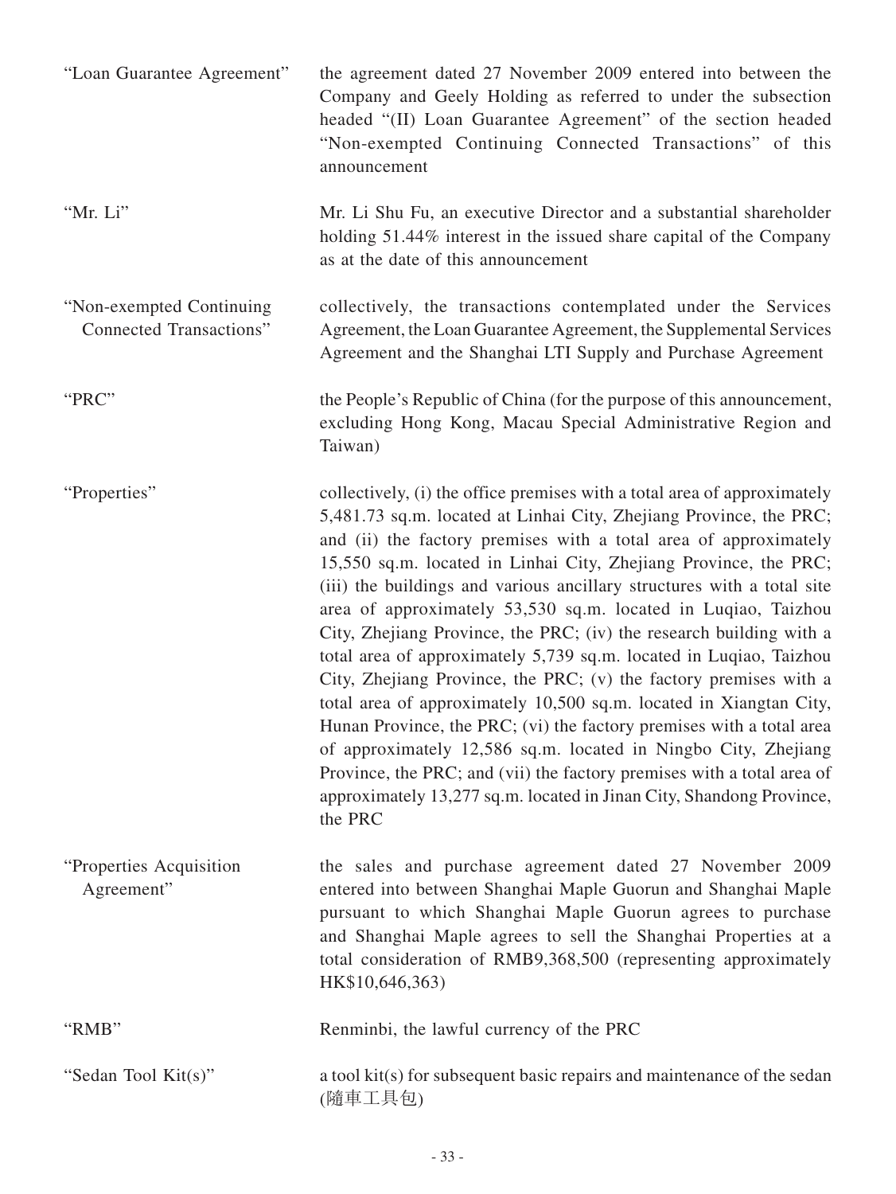| | |
|---|---|
| "Loan Guarantee Agreement" | the agreement dated 27 November 2009 entered into between the Company and Geely Holding as referred to under the subsection headed "(II) Loan Guarantee Agreement" of the section headed "Non-exempted Continuing Connected Transactions" of this announcement |
| "Mr. Li" | Mr. Li Shu Fu, an executive Director and a substantial shareholder holding 51.44% interest in the issued share capital of the Company as at the date of this announcement |
| "Non-exempted Continuing Connected Transactions" | collectively, the transactions contemplated under the Services Agreement, the Loan Guarantee Agreement, the Supplemental Services Agreement and the Shanghai LTI Supply and Purchase Agreement |
| "PRC" | the People's Republic of China (for the purpose of this announcement, excluding Hong Kong, Macau Special Administrative Region and Taiwan) |
| "Properties" | collectively, (i) the office premises with a total area of approximately 5,481.73 sq.m. located at Linhai City, Zhejiang Province, the PRC; and (ii) the factory premises with a total area of approximately 15,550 sq.m. located in Linhai City, Zhejiang Province, the PRC; (iii) the buildings and various ancillary structures with a total site area of approximately 53,530 sq.m. located in Luqiao, Taizhou City, Zhejiang Province, the PRC; (iv) the research building with a total area of approximately 5,739 sq.m. located in Luqiao, Taizhou City, Zhejiang Province, the PRC; (v) the factory premises with a total area of approximately 10,500 sq.m. located in Xiangtan City, Hunan Province, the PRC; (vi) the factory premises with a total area of approximately 12,586 sq.m. located in Ningbo City, Zhejiang Province, the PRC; and (vii) the factory premises with a total area of approximately 13,277 sq.m. located in Jinan City, Shandong Province, the PRC |
| "Properties Acquisition Agreement" | the sales and purchase agreement dated 27 November 2009 entered into between Shanghai Maple Guorun and Shanghai Maple pursuant to which Shanghai Maple Guorun agrees to purchase and Shanghai Maple agrees to sell the Shanghai Properties at a total consideration of RMB9,368,500 (representing approximately HK$10,646,363) |
| "RMB" | Renminbi, the lawful currency of the PRC |
| "Sedan Tool Kit(s)" | a tool kit(s) for subsequent basic repairs and maintenance of the sedan (隨車工具包) |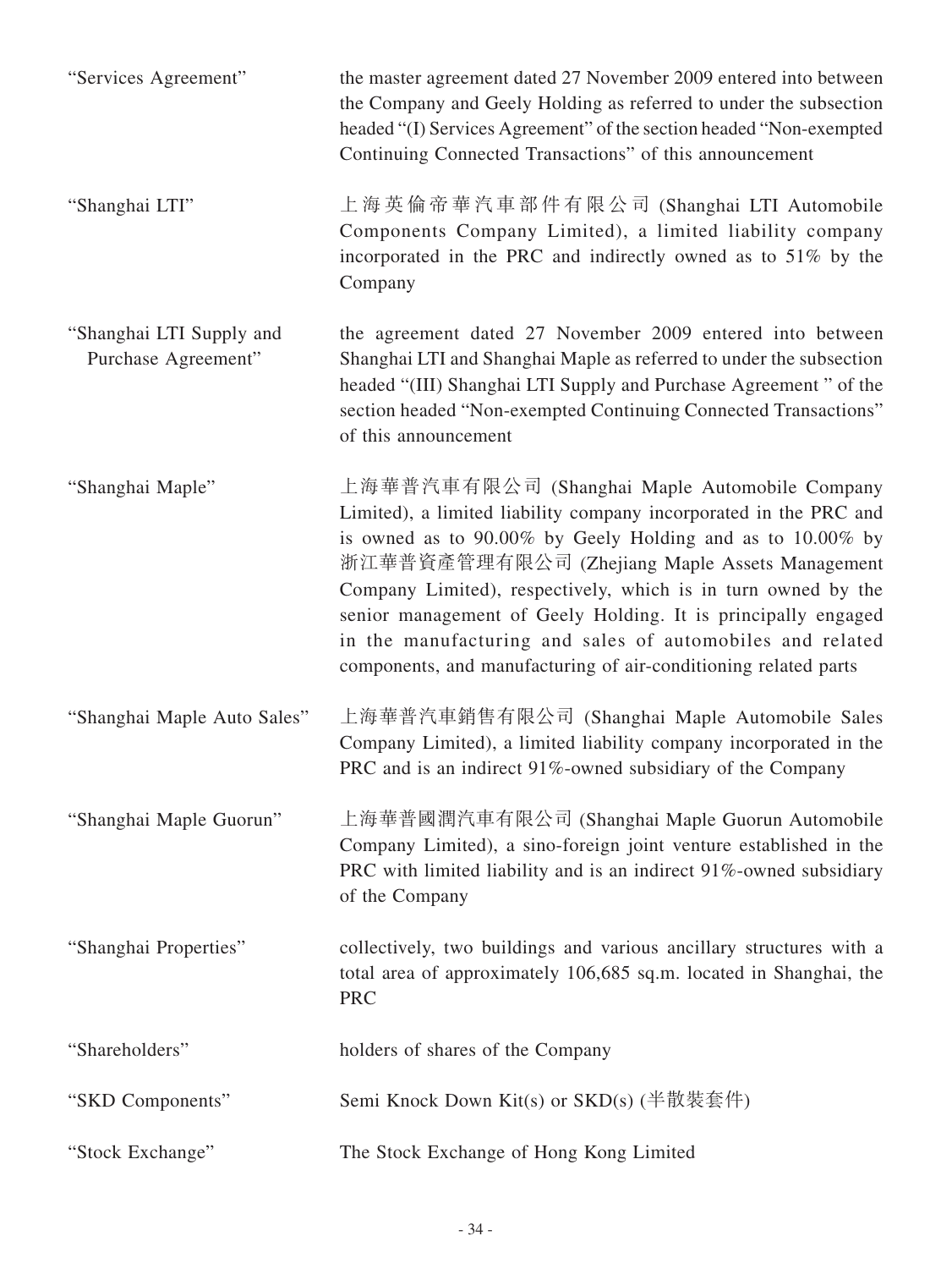| | |
|---|---|
| "Services Agreement" | the master agreement dated 27 November 2009 entered into between the Company and Geely Holding as referred to under the subsection headed "(I) Services Agreement" of the section headed "Non-exempted Continuing Connected Transactions" of this announcement |
| "Shanghai LTI" | 上海英倫帝華汽車部件有限公司 (Shanghai LTI Automobile Components Company Limited), a limited liability company incorporated in the PRC and indirectly owned as to 51% by the Company |
| "Shanghai LTI Supply and Purchase Agreement" | the agreement dated 27 November 2009 entered into between Shanghai LTI and Shanghai Maple as referred to under the subsection headed "(III) Shanghai LTI Supply and Purchase Agreement " of the section headed "Non-exempted Continuing Connected Transactions" of this announcement |
| "Shanghai Maple" | 上海華普汽車有限公司 (Shanghai Maple Automobile Company Limited), a limited liability company incorporated in the PRC and is owned as to 90.00% by Geely Holding and as to 10.00% by 浙江華普資產管理有限公司 (Zhejiang Maple Assets Management Company Limited), respectively, which is in turn owned by the senior management of Geely Holding. It is principally engaged in the manufacturing and sales of automobiles and related components, and manufacturing of air-conditioning related parts |
| "Shanghai Maple Auto Sales" | 上海華普汽車銷售有限公司 (Shanghai Maple Automobile Sales Company Limited), a limited liability company incorporated in the PRC and is an indirect 91%-owned subsidiary of the Company |
| "Shanghai Maple Guorun" | 上海華普國潤汽車有限公司 (Shanghai Maple Guorun Automobile Company Limited), a sino-foreign joint venture established in the PRC with limited liability and is an indirect 91%-owned subsidiary of the Company |
| "Shanghai Properties" | collectively, two buildings and various ancillary structures with a total area of approximately 106,685 sq.m. located in Shanghai, the PRC |
| "Shareholders" | holders of shares of the Company |
| "SKD Components" | Semi Knock Down Kit(s) or SKD(s) (半散裝套件) |
| "Stock Exchange" | The Stock Exchange of Hong Kong Limited |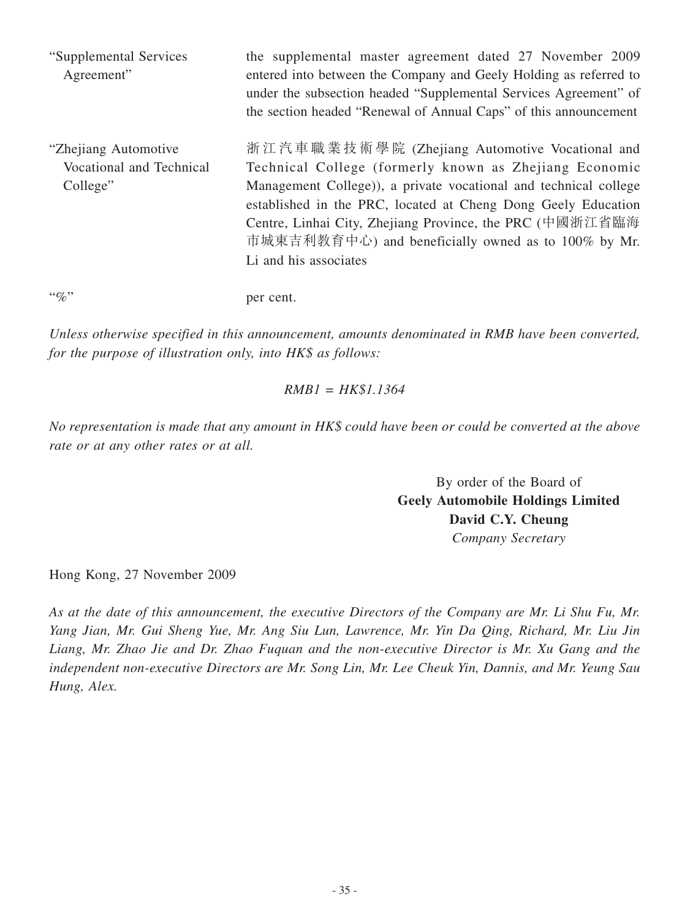| | |
|---|---|
| "Supplemental Services Agreement" | the supplemental master agreement dated 27 November 2009 entered into between the Company and Geely Holding as referred to under the subsection headed "Supplemental Services Agreement" of the section headed "Renewal of Annual Caps" of this announcement |
| "Zhejiang Automotive Vocational and Technical College" | 浙江汽車職業技術學院 (Zhejiang Automotive Vocational and Technical College (formerly known as Zhejiang Economic Management College)), a private vocational and technical college established in the PRC, located at Cheng Dong Geely Education Centre, Linhai City, Zhejiang Province, the PRC (中國浙江省臨海市城東吉利教育中心) and beneficially owned as to 100% by Mr. Li and his associates |
| "%" | per cent. |

*Unless otherwise specified in this announcement, amounts denominated in RMB have been converted, for the purpose of illustration only, into HK$ as follows:*

*RMB1 = HK$1.1364*

*No representation is made that any amount in HK$ could have been or could be converted at the above rate or at any other rates or at all.*

By order of the Board of
**Geely Automobile Holdings Limited**
**David C.Y. Cheung**
*Company Secretary*

Hong Kong, 27 November 2009

*As at the date of this announcement, the executive Directors of the Company are Mr. Li Shu Fu, Mr. Yang Jian, Mr. Gui Sheng Yue, Mr. Ang Siu Lun, Lawrence, Mr. Yin Da Qing, Richard, Mr. Liu Jin Liang, Mr. Zhao Jie and Dr. Zhao Fuquan and the non-executive Director is Mr. Xu Gang and the independent non-executive Directors are Mr. Song Lin, Mr. Lee Cheuk Yin, Dannis, and Mr. Yeung Sau Hung, Alex.*